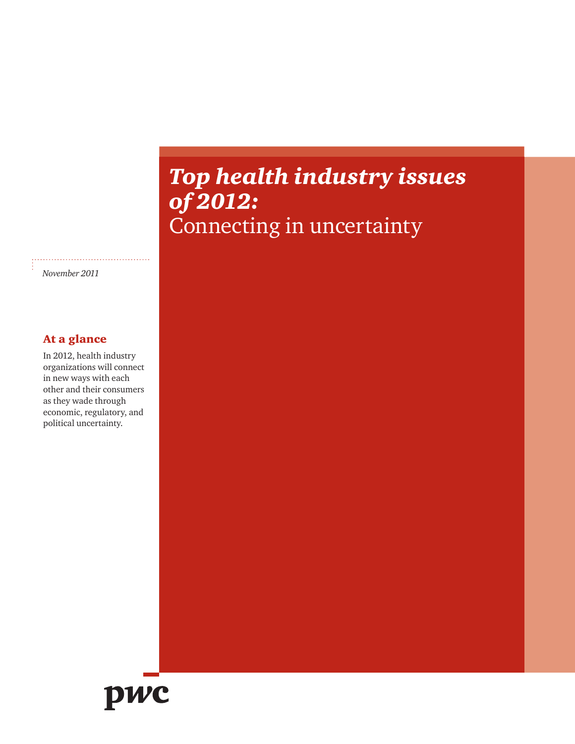# *Top health industry issues of 2012:* Connecting in uncertainty

*November 2011*

## At a glance

In 2012, health industry organizations will connect in new ways with each other and their consumers as they wade through economic, regulatory, and political uncertainty.

pwc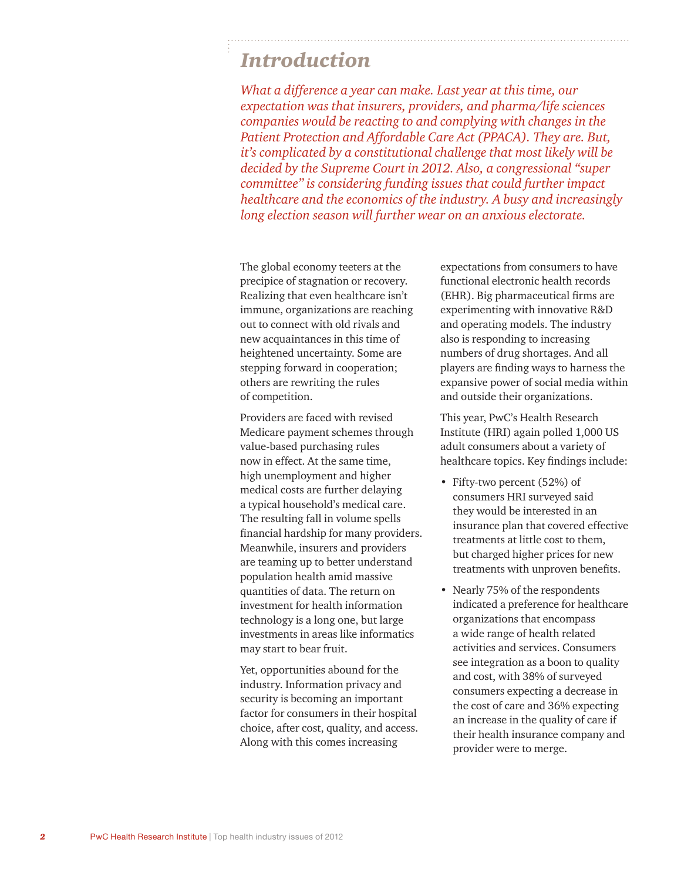# Introduction

*What a difference a year can make. Last year at this time, our expectation was that insurers, providers, and pharma/life sciences companies would be reacting to and complying with changes in the Patient Protection and Affordable Care Act (PPACA). They are. But, it's complicated by a constitutional challenge that most likely will be decided by the Supreme Court in 2012. Also, a congressional "super committee" is considering funding issues that could further impact healthcare and the economics of the industry. A busy and increasingly long election season will further wear on an anxious electorate.*

The global economy teeters at the precipice of stagnation or recovery. Realizing that even healthcare isn't immune, organizations are reaching out to connect with old rivals and new acquaintances in this time of heightened uncertainty. Some are stepping forward in cooperation; others are rewriting the rules of competition.

Providers are faced with revised Medicare payment schemes through value-based purchasing rules now in effect. At the same time, high unemployment and higher medical costs are further delaying a typical household's medical care. The resulting fall in volume spells financial hardship for many providers. Meanwhile, insurers and providers are teaming up to better understand population health amid massive quantities of data. The return on investment for health information technology is a long one, but large investments in areas like informatics may start to bear fruit.

Yet, opportunities abound for the industry. Information privacy and security is becoming an important factor for consumers in their hospital choice, after cost, quality, and access. Along with this comes increasing expectations from consumers to have functional electronic health records (EHR). Big pharmaceutical firms are experimenting with innovative R&D and operating models. The industry also is responding to increasing numbers of drug shortages. And all players are finding ways to harness the expansive power of social media within and outside their organizations.

This year, PwC's Health Research Institute (HRI) again polled 1,000 US adult consumers about a variety of healthcare topics. Key findings include:

- Fifty-two percent (52%) of consumers HRI surveyed said they would be interested in an insurance plan that covered effective treatments at little cost to them, but charged higher prices for new treatments with unproven benefits.
- Nearly 75% of the respondents indicated a preference for healthcare organizations that encompass a wide range of health related activities and services. Consumers see integration as a boon to quality and cost, with 38% of surveyed consumers expecting a decrease in the cost of care and 36% expecting an increase in the quality of care if their health insurance company and provider were to merge.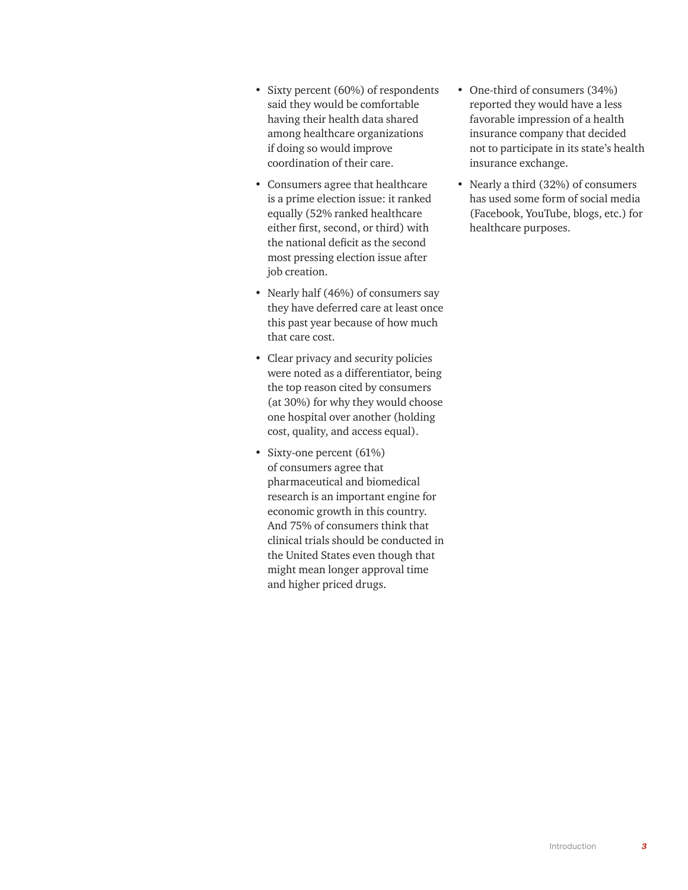- Sixty percent (60%) of respondents said they would be comfortable having their health data shared among healthcare organizations if doing so would improve coordination of their care.
- Consumers agree that healthcare is a prime election issue: it ranked equally (52% ranked healthcare either first, second, or third) with the national deficit as the second most pressing election issue after job creation.
- Nearly half (46%) of consumers say they have deferred care at least once this past year because of how much that care cost.
- Clear privacy and security policies were noted as a differentiator, being the top reason cited by consumers (at 30%) for why they would choose one hospital over another (holding cost, quality, and access equal).
- Sixty-one percent (61%) of consumers agree that pharmaceutical and biomedical research is an important engine for economic growth in this country. And 75% of consumers think that clinical trials should be conducted in the United States even though that might mean longer approval time and higher priced drugs.
- One-third of consumers (34%) reported they would have a less favorable impression of a health insurance company that decided not to participate in its state's health insurance exchange.
- Nearly a third (32%) of consumers has used some form of social media (Facebook, YouTube, blogs, etc.) for healthcare purposes.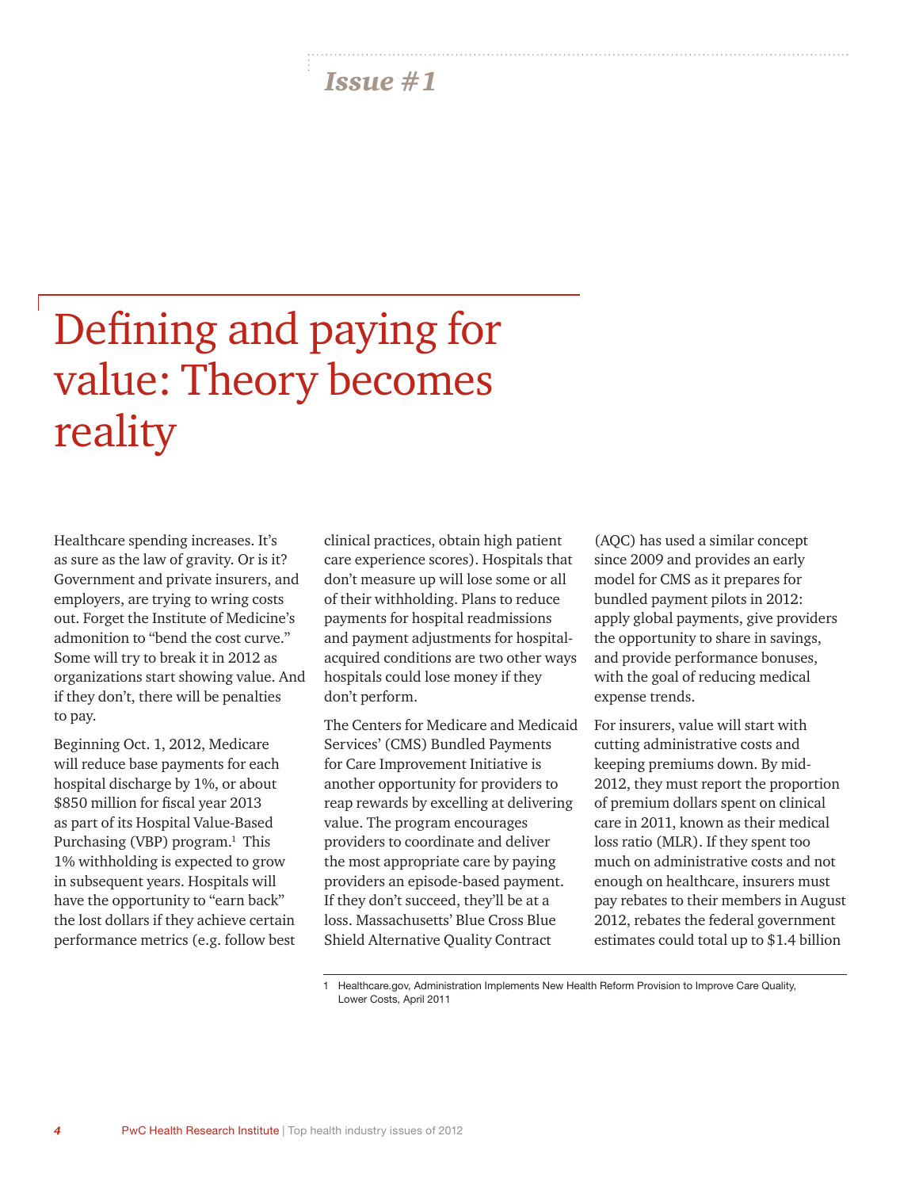*Issue #1*

# Defining and paying for value: Theory becomes reality

Healthcare spending increases. It's as sure as the law of gravity. Or is it? Government and private insurers, and employers, are trying to wring costs out. Forget the Institute of Medicine's admonition to "bend the cost curve." Some will try to break it in 2012 as organizations start showing value. And if they don't, there will be penalties to pay.

Beginning Oct. 1, 2012, Medicare will reduce base payments for each hospital discharge by 1%, or about $850 million for fiscal year 2013 as part of its Hospital Value-Based Purchasing (VBP) program.[1] This 1% withholding is expected to grow in subsequent years. Hospitals will have the opportunity to "earn back" the lost dollars if they achieve certain performance metrics (e.g. follow best clinical practices, obtain high patient care experience scores). Hospitals that don't measure up will lose some or all of their withholding. Plans to reduce payments for hospital readmissions and payment adjustments for hospital-acquired conditions are two other ways hospitals could lose money if they don't perform.

The Centers for Medicare and Medicaid Services' (CMS) Bundled Payments for Care Improvement Initiative is another opportunity for providers to reap rewards by excelling at delivering value. The program encourages providers to coordinate and deliver the most appropriate care by paying providers an episode-based payment. If they don't succeed, they'll be at a loss. Massachusetts' Blue Cross Blue Shield Alternative Quality Contract (AQC) has used a similar concept since 2009 and provides an early model for CMS as it prepares for bundled payment pilots in 2012: apply global payments, give providers the opportunity to share in savings, and provide performance bonuses, with the goal of reducing medical expense trends.

For insurers, value will start with cutting administrative costs and keeping premiums down. By mid-2012, they must report the proportion of premium dollars spent on clinical care in 2011, known as their medical loss ratio (MLR). If they spent too much on administrative costs and not enough on healthcare, insurers must pay rebates to their members in August 2012, rebates the federal government estimates could total up to $1.4 billion

1 Healthcare.gov, Administration Implements New Health Reform Provision to Improve Care Quality, Lower Costs, April 2011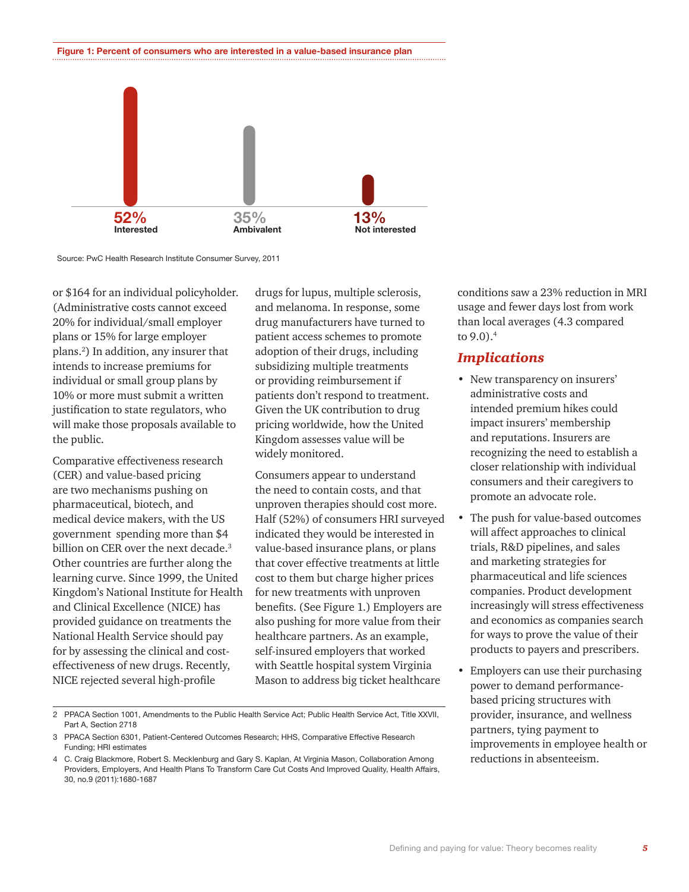**Figure 1: Percent of consumers who are interested in a value-based insurance plan**

| 52% | 35% | 13% |
|---|---|---|
| Interested | Ambivalent | Not interested |

Source: PwC Health Research Institute Consumer Survey, 2011

or $164 for an individual policyholder. (Administrative costs cannot exceed 20% for individual/small employer plans or 15% for large employer plans.[2]) In addition, any insurer that intends to increase premiums for individual or small group plans by 10% or more must submit a written justification to state regulators, who will make those proposals available to the public.

Comparative effectiveness research (CER) and value-based pricing are two mechanisms pushing on pharmaceutical, biotech, and medical device makers, with the US government spending more than $4 billion on CER over the next decade.[3] Other countries are further along the learning curve. Since 1999, the United Kingdom's National Institute for Health and Clinical Excellence (NICE) has provided guidance on treatments the National Health Service should pay for by assessing the clinical and cost-effectiveness of new drugs. Recently, NICE rejected several high-profile drugs for lupus, multiple sclerosis, and melanoma. In response, some drug manufacturers have turned to patient access schemes to promote adoption of their drugs, including subsidizing multiple treatments or providing reimbursement if patients don't respond to treatment. Given the UK contribution to drug pricing worldwide, how the United Kingdom assesses value will be widely monitored.

Consumers appear to understand the need to contain costs, and that unproven therapies should cost more. Half (52%) of consumers HRI surveyed indicated they would be interested in value-based insurance plans, or plans that cover effective treatments at little cost to them but charge higher prices for new treatments with unproven benefits. (See Figure 1.) Employers are also pushing for more value from their healthcare partners. As an example, self-insured employers that worked with Seattle hospital system Virginia Mason to address big ticket healthcare conditions saw a 23% reduction in MRI usage and fewer days lost from work than local averages (4.3 compared to 9.0).[4]

## *Implications*

- New transparency on insurers' administrative costs and intended premium hikes could impact insurers' membership and reputations. Insurers are recognizing the need to establish a closer relationship with individual consumers and their caregivers to promote an advocate role.
- The push for value-based outcomes will affect approaches to clinical trials, R&D pipelines, and sales and marketing strategies for pharmaceutical and life sciences companies. Product development increasingly will stress effectiveness and economics as companies search for ways to prove the value of their products to payers and prescribers.
- Employers can use their purchasing power to demand performance-based pricing structures with provider, insurance, and wellness partners, tying payment to improvements in employee health or reductions in absenteeism.

---

2 PPACA Section 1001, Amendments to the Public Health Service Act; Public Health Service Act, Title XXVII, Part A, Section 2718

3 PPACA Section 6301, Patient-Centered Outcomes Research; HHS, Comparative Effective Research Funding; HRI estimates

4 C. Craig Blackmore, Robert S. Mecklenburg and Gary S. Kaplan, At Virginia Mason, Collaboration Among Providers, Employers, And Health Plans To Transform Care Cut Costs And Improved Quality, Health Affairs, 30, no.9 (2011):1680-1687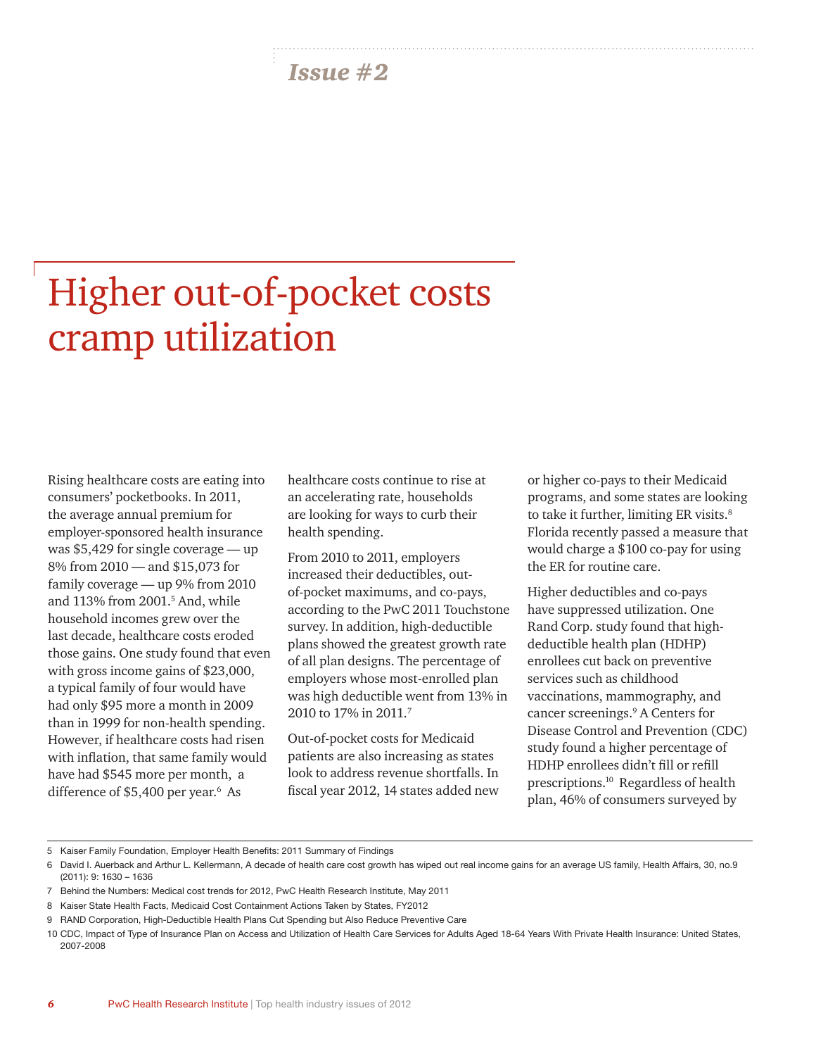*Issue #2*

# Higher out-of-pocket costs cramp utilization

Rising healthcare costs are eating into consumers' pocketbooks. In 2011, the average annual premium for employer-sponsored health insurance was $5,429 for single coverage — up 8% from 2010 — and $15,073 for family coverage — up 9% from 2010 and 113% from 2001.[5] And, while household incomes grew over the last decade, healthcare costs eroded those gains. One study found that even with gross income gains of $23,000, a typical family of four would have had only $95 more a month in 2009 than in 1999 for non-health spending. However, if healthcare costs had risen with inflation, that same family would have had $545 more per month, a difference of $5,400 per year.[6] As healthcare costs continue to rise at an accelerating rate, households are looking for ways to curb their health spending.

From 2010 to 2011, employers increased their deductibles, out-of-pocket maximums, and co-pays, according to the PwC 2011 Touchstone survey. In addition, high-deductible plans showed the greatest growth rate of all plan designs. The percentage of employers whose most-enrolled plan was high deductible went from 13% in 2010 to 17% in 2011.[7]

Out-of-pocket costs for Medicaid patients are also increasing as states look to address revenue shortfalls. In fiscal year 2012, 14 states added new or higher co-pays to their Medicaid programs, and some states are looking to take it further, limiting ER visits.[8] Florida recently passed a measure that would charge a $100 co-pay for using the ER for routine care.

Higher deductibles and co-pays have suppressed utilization. One Rand Corp. study found that high-deductible health plan (HDHP) enrollees cut back on preventive services such as childhood vaccinations, mammography, and cancer screenings.[9] A Centers for Disease Control and Prevention (CDC) study found a higher percentage of HDHP enrollees didn't fill or refill prescriptions.[10] Regardless of health plan, 46% of consumers surveyed by

5 Kaiser Family Foundation, Employer Health Benefits: 2011 Summary of Findings

6 David I. Auerback and Arthur L. Kellermann, A decade of health care cost growth has wiped out real income gains for an average US family, Health Affairs, 30, no.9 (2011): 9: 1630 – 1636

7 Behind the Numbers: Medical cost trends for 2012, PwC Health Research Institute, May 2011

8 Kaiser State Health Facts, Medicaid Cost Containment Actions Taken by States, FY2012

9 RAND Corporation, High-Deductible Health Plans Cut Spending but Also Reduce Preventive Care

10 CDC, Impact of Type of Insurance Plan on Access and Utilization of Health Care Services for Adults Aged 18-64 Years With Private Health Insurance: United States, 2007-2008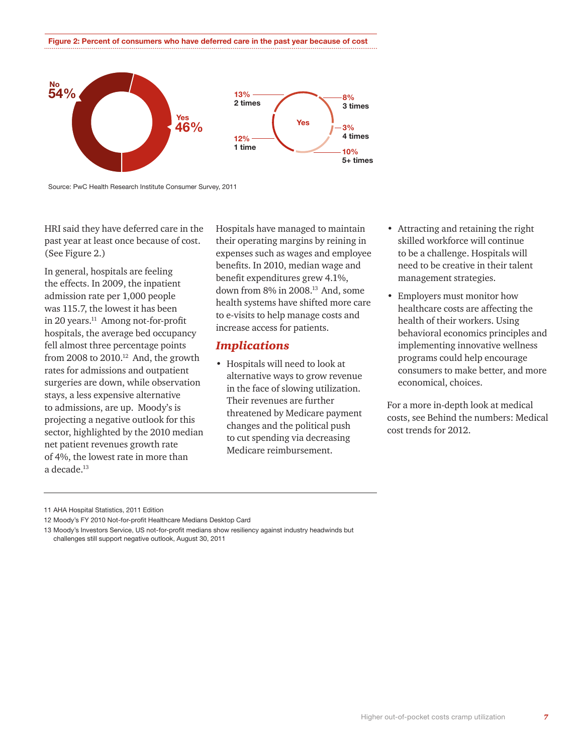**Figure 2: Percent of consumers who have deferred care in the past year because of cost**

No 54%

Yes 46%

Yes: 13% 2 times; 8% 3 times; 3% 4 times; 12% 1 time; 10% 5+ times

Source: PwC Health Research Institute Consumer Survey, 2011

HRI said they have deferred care in the past year at least once because of cost. (See Figure 2.)

In general, hospitals are feeling the effects. In 2009, the inpatient admission rate per 1,000 people was 115.7, the lowest it has been in 20 years.[11] Among not-for-profit hospitals, the average bed occupancy fell almost three percentage points from 2008 to 2010.[12] And, the growth rates for admissions and outpatient surgeries are down, while observation stays, a less expensive alternative to admissions, are up. Moody's is projecting a negative outlook for this sector, highlighted by the 2010 median net patient revenues growth rate of 4%, the lowest rate in more than a decade.[13]

Hospitals have managed to maintain their operating margins by reining in expenses such as wages and employee benefits. In 2010, median wage and benefit expenditures grew 4.1%, down from 8% in 2008.[13] And, some health systems have shifted more care to e-visits to help manage costs and increase access for patients.

## *Implications*

- Hospitals will need to look at alternative ways to grow revenue in the face of slowing utilization. Their revenues are further threatened by Medicare payment changes and the political push to cut spending via decreasing Medicare reimbursement.
- Attracting and retaining the right skilled workforce will continue to be a challenge. Hospitals will need to be creative in their talent management strategies.
- Employers must monitor how healthcare costs are affecting the health of their workers. Using behavioral economics principles and implementing innovative wellness programs could help encourage consumers to make better, and more economical, choices.

For a more in-depth look at medical costs, see Behind the numbers: Medical cost trends for 2012.

11 AHA Hospital Statistics, 2011 Edition

12 Moody's FY 2010 Not-for-profit Healthcare Medians Desktop Card

13 Moody's Investors Service, US not-for-profit medians show resiliency against industry headwinds but challenges still support negative outlook, August 30, 2011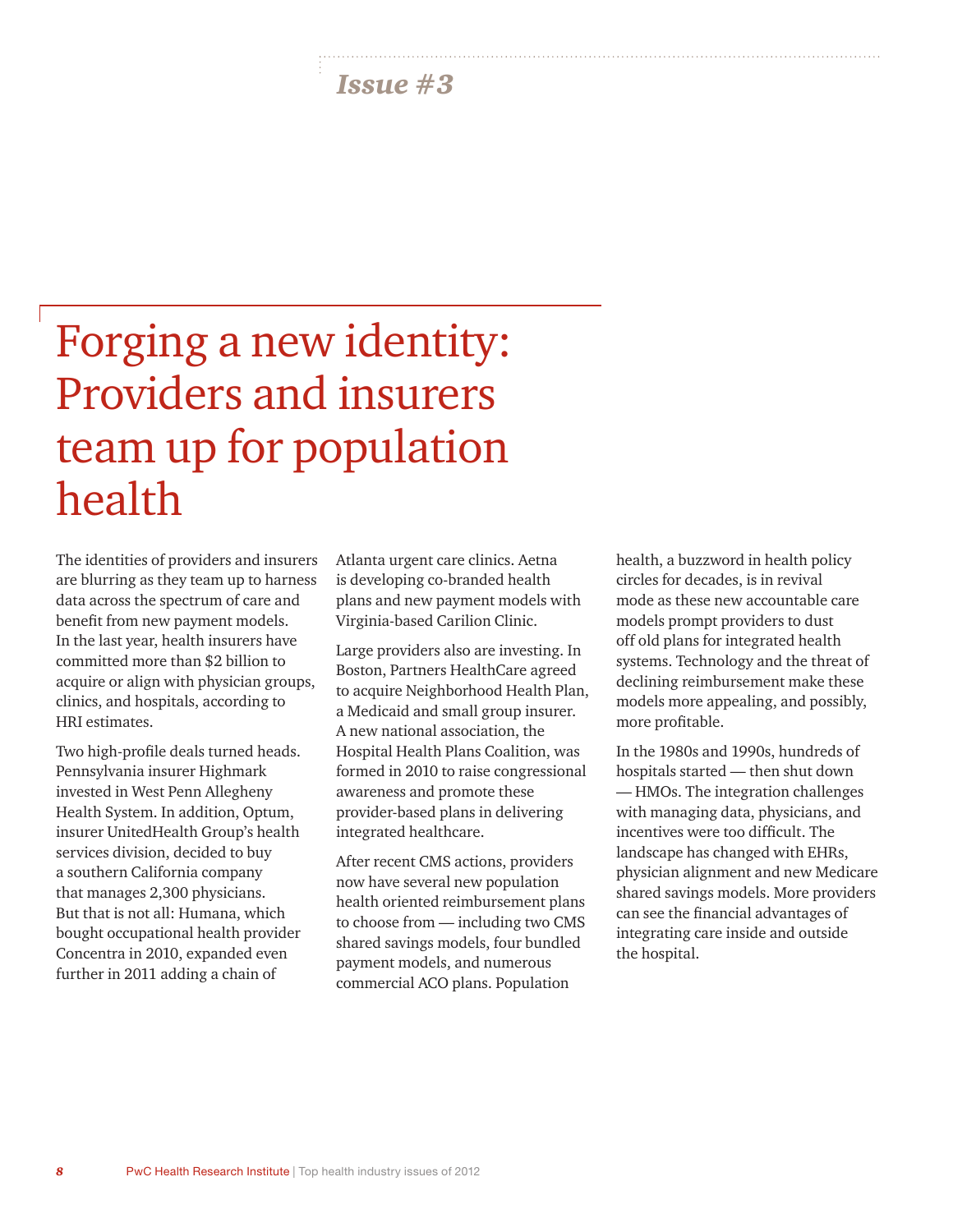*Issue #3*

# Forging a new identity: Providers and insurers team up for population health

The identities of providers and insurers are blurring as they team up to harness data across the spectrum of care and benefit from new payment models. In the last year, health insurers have committed more than $2 billion to acquire or align with physician groups, clinics, and hospitals, according to HRI estimates.

Two high-profile deals turned heads. Pennsylvania insurer Highmark invested in West Penn Allegheny Health System. In addition, Optum, insurer UnitedHealth Group's health services division, decided to buy a southern California company that manages 2,300 physicians. But that is not all: Humana, which bought occupational health provider Concentra in 2010, expanded even further in 2011 adding a chain of Atlanta urgent care clinics. Aetna is developing co-branded health plans and new payment models with Virginia-based Carilion Clinic.

Large providers also are investing. In Boston, Partners HealthCare agreed to acquire Neighborhood Health Plan, a Medicaid and small group insurer. A new national association, the Hospital Health Plans Coalition, was formed in 2010 to raise congressional awareness and promote these provider-based plans in delivering integrated healthcare.

After recent CMS actions, providers now have several new population health oriented reimbursement plans to choose from — including two CMS shared savings models, four bundled payment models, and numerous commercial ACO plans. Population health, a buzzword in health policy circles for decades, is in revival mode as these new accountable care models prompt providers to dust off old plans for integrated health systems. Technology and the threat of declining reimbursement make these models more appealing, and possibly, more profitable.

In the 1980s and 1990s, hundreds of hospitals started — then shut down — HMOs. The integration challenges with managing data, physicians, and incentives were too difficult. The landscape has changed with EHRs, physician alignment and new Medicare shared savings models. More providers can see the financial advantages of integrating care inside and outside the hospital.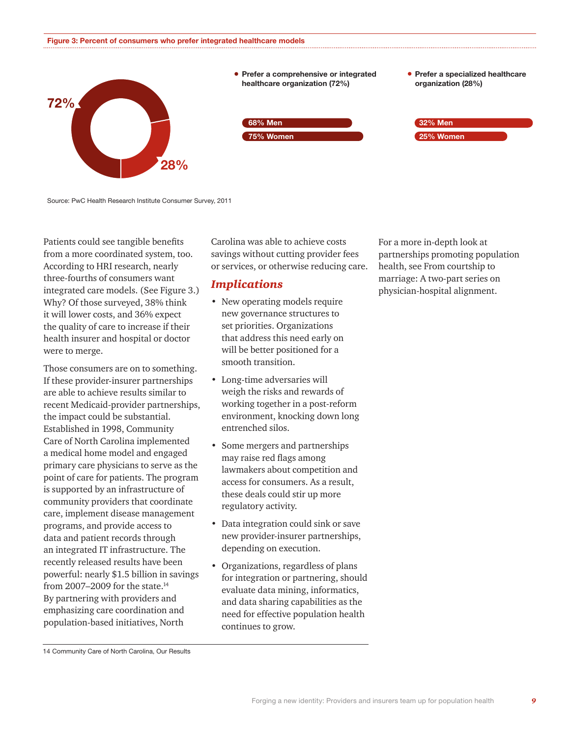**Figure 3: Percent of consumers who prefer integrated healthcare models**

72%

28%

- Prefer a comprehensive or integrated healthcare organization (72%)
  - 68% Men
  - 75% Women
- Prefer a specialized healthcare organization (28%)
  - 32% Men
  - 25% Women

Source: PwC Health Research Institute Consumer Survey, 2011

Patients could see tangible benefits from a more coordinated system, too. According to HRI research, nearly three-fourths of consumers want integrated care models. (See Figure 3.) Why? Of those surveyed, 38% think it will lower costs, and 36% expect the quality of care to increase if their health insurer and hospital or doctor were to merge.

Those consumers are on to something. If these provider-insurer partnerships are able to achieve results similar to recent Medicaid-provider partnerships, the impact could be substantial. Established in 1998, Community Care of North Carolina implemented a medical home model and engaged primary care physicians to serve as the point of care for patients. The program is supported by an infrastructure of community providers that coordinate care, implement disease management programs, and provide access to data and patient records through an integrated IT infrastructure. The recently released results have been powerful: nearly $1.5 billion in savings from 2007–2009 for the state.[14] By partnering with providers and emphasizing care coordination and population-based initiatives, North Carolina was able to achieve costs savings without cutting provider fees or services, or otherwise reducing care.

## *Implications*

- New operating models require new governance structures to set priorities. Organizations that address this need early on will be better positioned for a smooth transition.
- Long-time adversaries will weigh the risks and rewards of working together in a post-reform environment, knocking down long entrenched silos.
- Some mergers and partnerships may raise red flags among lawmakers about competition and access for consumers. As a result, these deals could stir up more regulatory activity.
- Data integration could sink or save new provider-insurer partnerships, depending on execution.
- Organizations, regardless of plans for integration or partnering, should evaluate data mining, informatics, and data sharing capabilities as the need for effective population health continues to grow.

For a more in-depth look at partnerships promoting population health, see From courtship to marriage: A two-part series on physician-hospital alignment.

14 Community Care of North Carolina, Our Results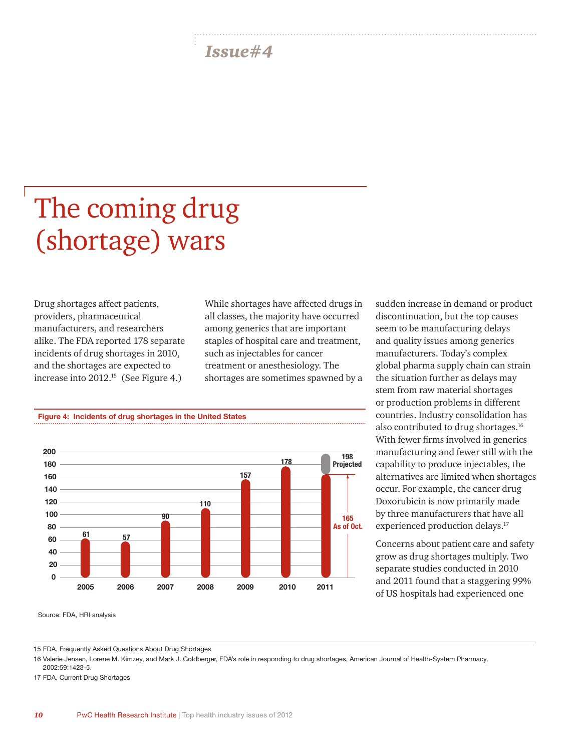*Issue#4*

# The coming drug (shortage) wars

Drug shortages affect patients, providers, pharmaceutical manufacturers, and researchers alike. The FDA reported 178 separate incidents of drug shortages in 2010, and the shortages are expected to increase into 2012.[15] (See Figure 4.)

While shortages have affected drugs in all classes, the majority have occurred among generics that are important staples of hospital care and treatment, such as injectables for cancer treatment or anesthesiology. The shortages are sometimes spawned by a sudden increase in demand or product discontinuation, but the top causes seem to be manufacturing delays and quality issues among generics manufacturers. Today's complex global pharma supply chain can strain the situation further as delays may stem from raw material shortages or production problems in different countries. Industry consolidation has also contributed to drug shortages.[16] With fewer firms involved in generics manufacturing and fewer still with the capability to produce injectables, the alternatives are limited when shortages occur. For example, the cancer drug Doxorubicin is now primarily made by three manufacturers that have all experienced production delays.[17]

Concerns about patient care and safety grow as drug shortages multiply. Two separate studies conducted in 2010 and 2011 found that a staggering 99% of US hospitals had experienced one

**Figure 4: Incidents of drug shortages in the United States**

| Year | Incidents |
|---|---|
| 2005 | 61 |
| 2006 | 57 |
| 2007 | 90 |
| 2008 | 110 |
| 2009 | 157 |
| 2010 | 178 |
| 2011 | 165 As of Oct.; 198 Projected |

Source: FDA, HRI analysis

15 FDA, Frequently Asked Questions About Drug Shortages

16 Valerie Jensen, Lorene M. Kimzey, and Mark J. Goldberger, FDA's role in responding to drug shortages, American Journal of Health-System Pharmacy, 2002:59:1423-5.

17 FDA, Current Drug Shortages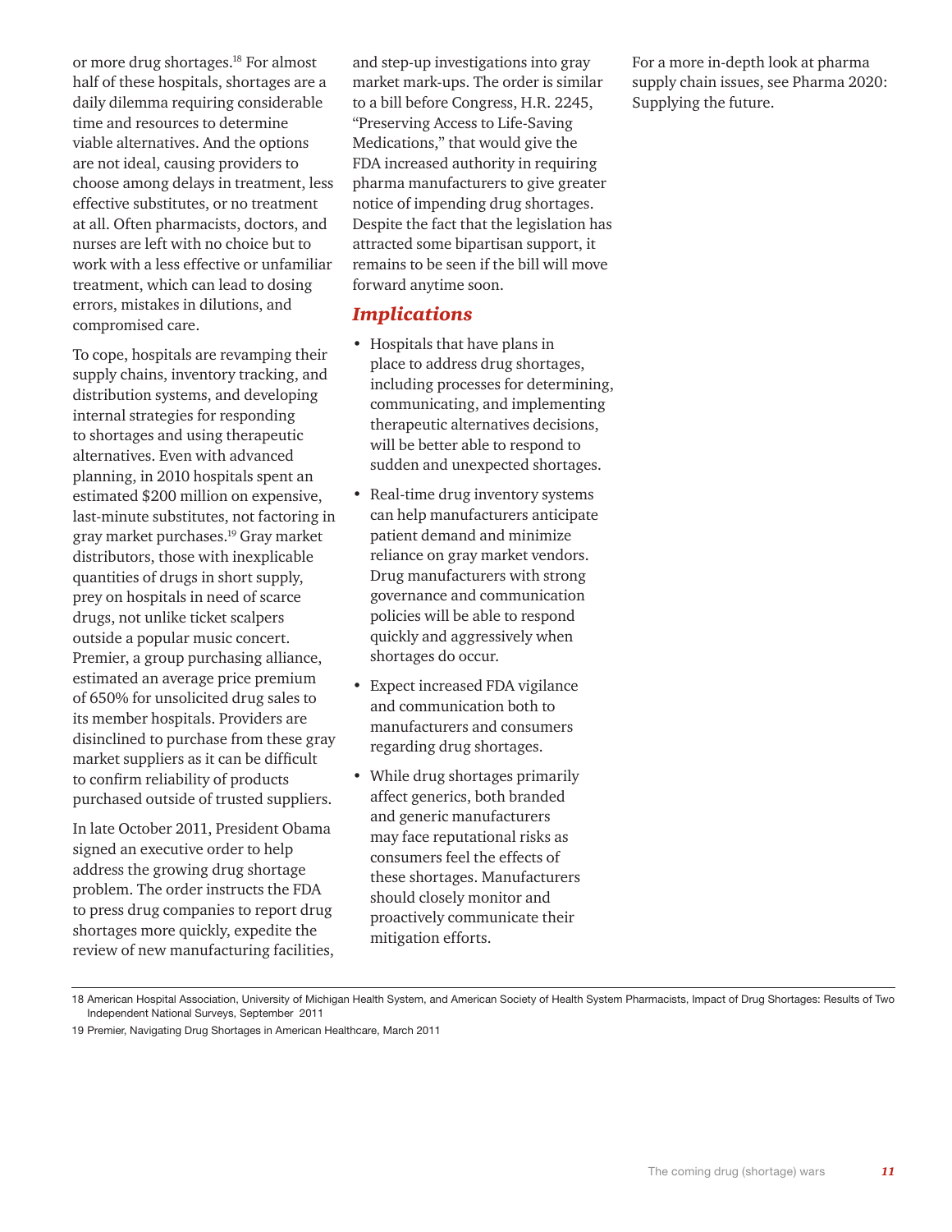or more drug shortages.[18] For almost half of these hospitals, shortages are a daily dilemma requiring considerable time and resources to determine viable alternatives. And the options are not ideal, causing providers to choose among delays in treatment, less effective substitutes, or no treatment at all. Often pharmacists, doctors, and nurses are left with no choice but to work with a less effective or unfamiliar treatment, which can lead to dosing errors, mistakes in dilutions, and compromised care.

To cope, hospitals are revamping their supply chains, inventory tracking, and distribution systems, and developing internal strategies for responding to shortages and using therapeutic alternatives. Even with advanced planning, in 2010 hospitals spent an estimated $200 million on expensive, last-minute substitutes, not factoring in gray market purchases.[19] Gray market distributors, those with inexplicable quantities of drugs in short supply, prey on hospitals in need of scarce drugs, not unlike ticket scalpers outside a popular music concert. Premier, a group purchasing alliance, estimated an average price premium of 650% for unsolicited drug sales to its member hospitals. Providers are disinclined to purchase from these gray market suppliers as it can be difficult to confirm reliability of products purchased outside of trusted suppliers.

In late October 2011, President Obama signed an executive order to help address the growing drug shortage problem. The order instructs the FDA to press drug companies to report drug shortages more quickly, expedite the review of new manufacturing facilities, and step-up investigations into gray market mark-ups. The order is similar to a bill before Congress, H.R. 2245, "Preserving Access to Life-Saving Medications," that would give the FDA increased authority in requiring pharma manufacturers to give greater notice of impending drug shortages. Despite the fact that the legislation has attracted some bipartisan support, it remains to be seen if the bill will move forward anytime soon.

## *Implications*

- Hospitals that have plans in place to address drug shortages, including processes for determining, communicating, and implementing therapeutic alternatives decisions, will be better able to respond to sudden and unexpected shortages.
- Real-time drug inventory systems can help manufacturers anticipate patient demand and minimize reliance on gray market vendors. Drug manufacturers with strong governance and communication policies will be able to respond quickly and aggressively when shortages do occur.
- Expect increased FDA vigilance and communication both to manufacturers and consumers regarding drug shortages.
- While drug shortages primarily affect generics, both branded and generic manufacturers may face reputational risks as consumers feel the effects of these shortages. Manufacturers should closely monitor and proactively communicate their mitigation efforts.

For a more in-depth look at pharma supply chain issues, see Pharma 2020: Supplying the future.

---

18 American Hospital Association, University of Michigan Health System, and American Society of Health System Pharmacists, Impact of Drug Shortages: Results of Two Independent National Surveys, September 2011

19 Premier, Navigating Drug Shortages in American Healthcare, March 2011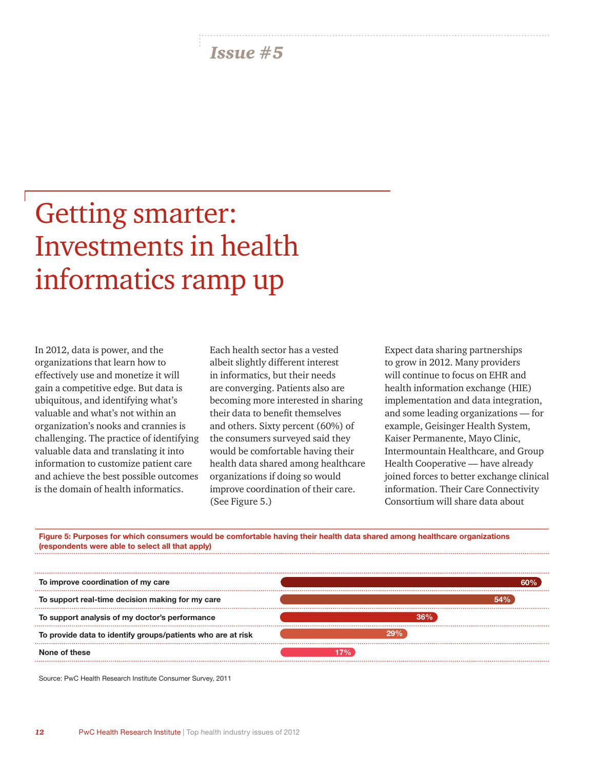*Issue #5*

# Getting smarter: Investments in health informatics ramp up

In 2012, data is power, and the organizations that learn how to effectively use and monetize it will gain a competitive edge. But data is ubiquitous, and identifying what's valuable and what's not within an organization's nooks and crannies is challenging. The practice of identifying valuable data and translating it into information to customize patient care and achieve the best possible outcomes is the domain of health informatics.

Each health sector has a vested albeit slightly different interest in informatics, but their needs are converging. Patients also are becoming more interested in sharing their data to benefit themselves and others. Sixty percent (60%) of the consumers surveyed said they would be comfortable having their health data shared among healthcare organizations if doing so would improve coordination of their care. (See Figure 5.)

Expect data sharing partnerships to grow in 2012. Many providers will continue to focus on EHR and health information exchange (HIE) implementation and data integration, and some leading organizations — for example, Geisinger Health System, Kaiser Permanente, Mayo Clinic, Intermountain Healthcare, and Group Health Cooperative — have already joined forces to better exchange clinical information. Their Care Connectivity Consortium will share data about

**Figure 5: Purposes for which consumers would be comfortable having their health data shared among healthcare organizations (respondents were able to select all that apply)**

| Purpose | Percent |
|---|---|
| To improve coordination of my care | 60% |
| To support real-time decision making for my care | 54% |
| To support analysis of my doctor's performance | 36% |
| To provide data to identify groups/patients who are at risk | 29% |
| None of these | 17% |

Source: PwC Health Research Institute Consumer Survey, 2011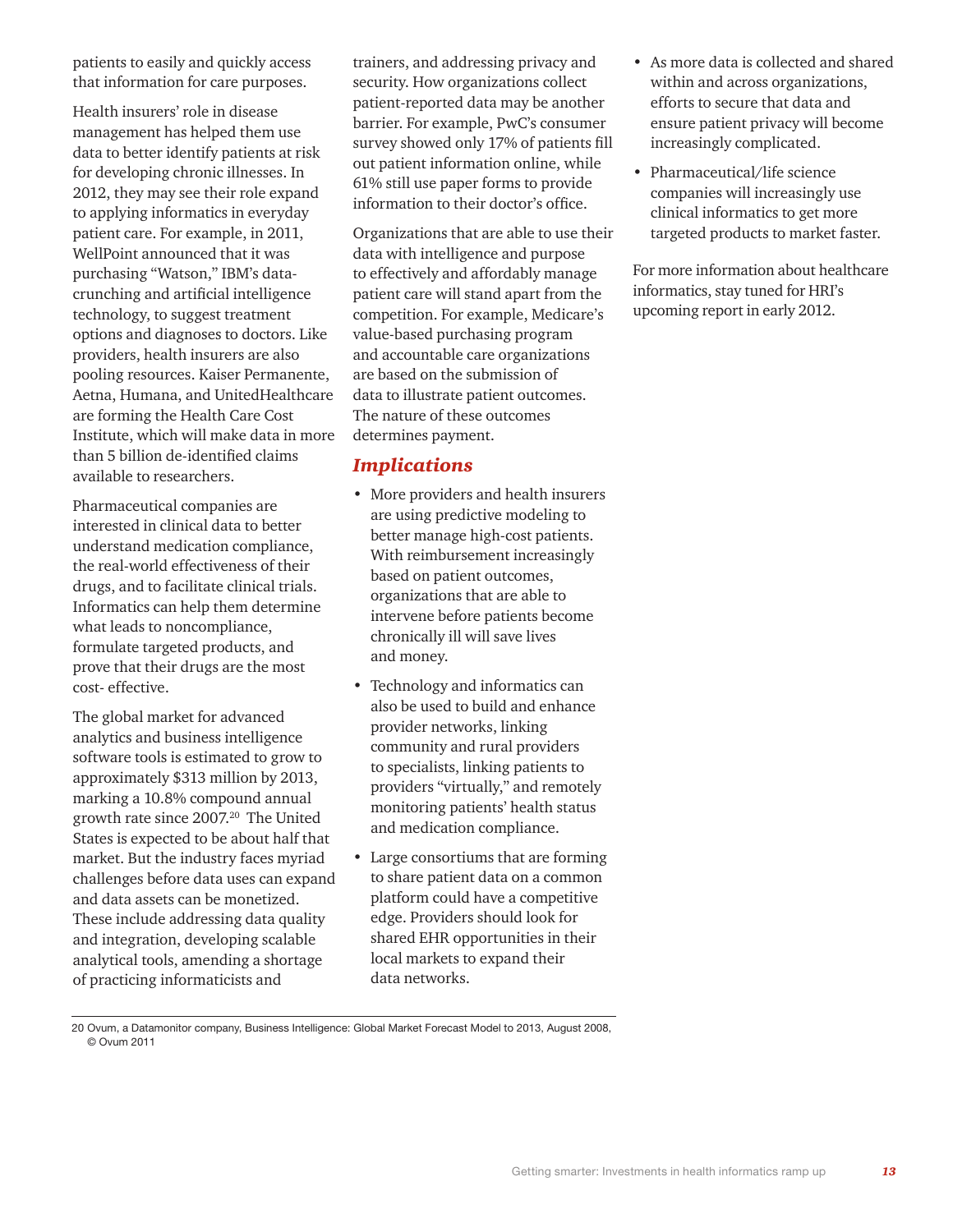patients to easily and quickly access that information for care purposes.

Health insurers' role in disease management has helped them use data to better identify patients at risk for developing chronic illnesses. In 2012, they may see their role expand to applying informatics in everyday patient care. For example, in 2011, WellPoint announced that it was purchasing "Watson," IBM's data-crunching and artificial intelligence technology, to suggest treatment options and diagnoses to doctors. Like providers, health insurers are also pooling resources. Kaiser Permanente, Aetna, Humana, and UnitedHealthcare are forming the Health Care Cost Institute, which will make data in more than 5 billion de-identified claims available to researchers.

Pharmaceutical companies are interested in clinical data to better understand medication compliance, the real-world effectiveness of their drugs, and to facilitate clinical trials. Informatics can help them determine what leads to noncompliance, formulate targeted products, and prove that their drugs are the most cost- effective.

The global market for advanced analytics and business intelligence software tools is estimated to grow to approximately $313 million by 2013, marking a 10.8% compound annual growth rate since 2007.[20] The United States is expected to be about half that market. But the industry faces myriad challenges before data uses can expand and data assets can be monetized. These include addressing data quality and integration, developing scalable analytical tools, amending a shortage of practicing informaticists and trainers, and addressing privacy and security. How organizations collect patient-reported data may be another barrier. For example, PwC's consumer survey showed only 17% of patients fill out patient information online, while 61% still use paper forms to provide information to their doctor's office.

Organizations that are able to use their data with intelligence and purpose to effectively and affordably manage patient care will stand apart from the competition. For example, Medicare's value-based purchasing program and accountable care organizations are based on the submission of data to illustrate patient outcomes. The nature of these outcomes determines payment.

## *Implications*

- More providers and health insurers are using predictive modeling to better manage high-cost patients. With reimbursement increasingly based on patient outcomes, organizations that are able to intervene before patients become chronically ill will save lives and money.
- Technology and informatics can also be used to build and enhance provider networks, linking community and rural providers to specialists, linking patients to providers "virtually," and remotely monitoring patients' health status and medication compliance.
- Large consortiums that are forming to share patient data on a common platform could have a competitive edge. Providers should look for shared EHR opportunities in their local markets to expand their data networks.
- As more data is collected and shared within and across organizations, efforts to secure that data and ensure patient privacy will become increasingly complicated.
- Pharmaceutical/life science companies will increasingly use clinical informatics to get more targeted products to market faster.

For more information about healthcare informatics, stay tuned for HRI's upcoming report in early 2012.

---

20 Ovum, a Datamonitor company, Business Intelligence: Global Market Forecast Model to 2013, August 2008, © Ovum 2011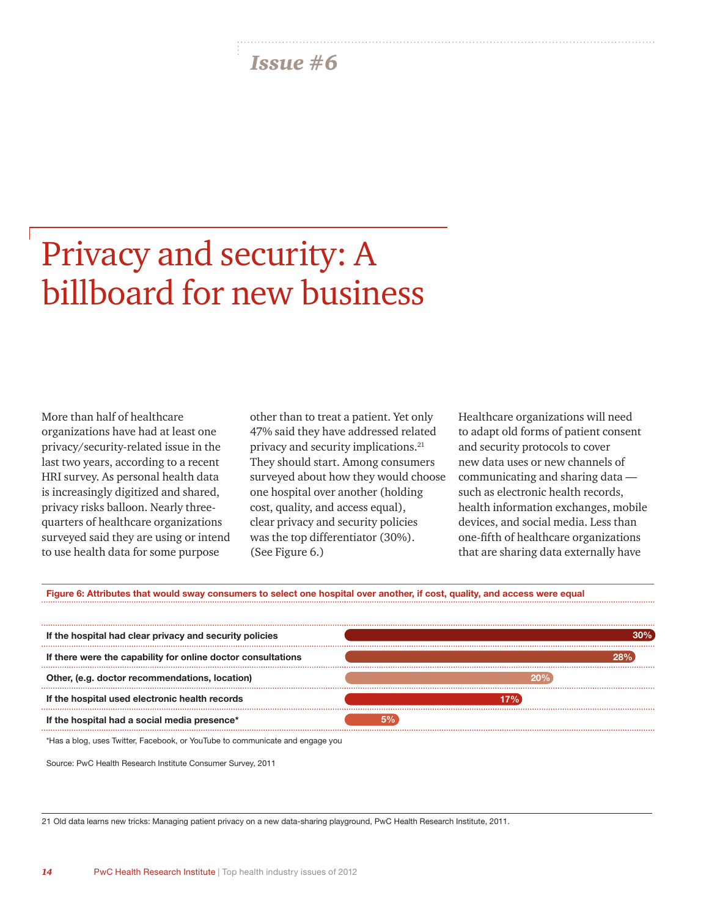*Issue #6*

# Privacy and security: A billboard for new business

More than half of healthcare organizations have had at least one privacy/security-related issue in the last two years, according to a recent HRI survey. As personal health data is increasingly digitized and shared, privacy risks balloon. Nearly three-quarters of healthcare organizations surveyed said they are using or intend to use health data for some purpose other than to treat a patient. Yet only 47% said they have addressed related privacy and security implications.[21] They should start. Among consumers surveyed about how they would choose one hospital over another (holding cost, quality, and access equal), clear privacy and security policies was the top differentiator (30%). (See Figure 6.)

Healthcare organizations will need to adapt old forms of patient consent and security protocols to cover new data uses or new channels of communicating and sharing data — such as electronic health records, health information exchanges, mobile devices, and social media. Less than one-fifth of healthcare organizations that are sharing data externally have

**Figure 6: Attributes that would sway consumers to select one hospital over another, if cost, quality, and access were equal**

| Attribute | Percentage |
| --- | --- |
| If the hospital had clear privacy and security policies | 30% |
| If there were the capability for online doctor consultations | 28% |
| Other, (e.g. doctor recommendations, location) | 20% |
| If the hospital used electronic health records | 17% |
| If the hospital had a social media presence* | 5% |

*Has a blog, uses Twitter, Facebook, or YouTube to communicate and engage you

Source: PwC Health Research Institute Consumer Survey, 2011

21 Old data learns new tricks: Managing patient privacy on a new data-sharing playground, PwC Health Research Institute, 2011.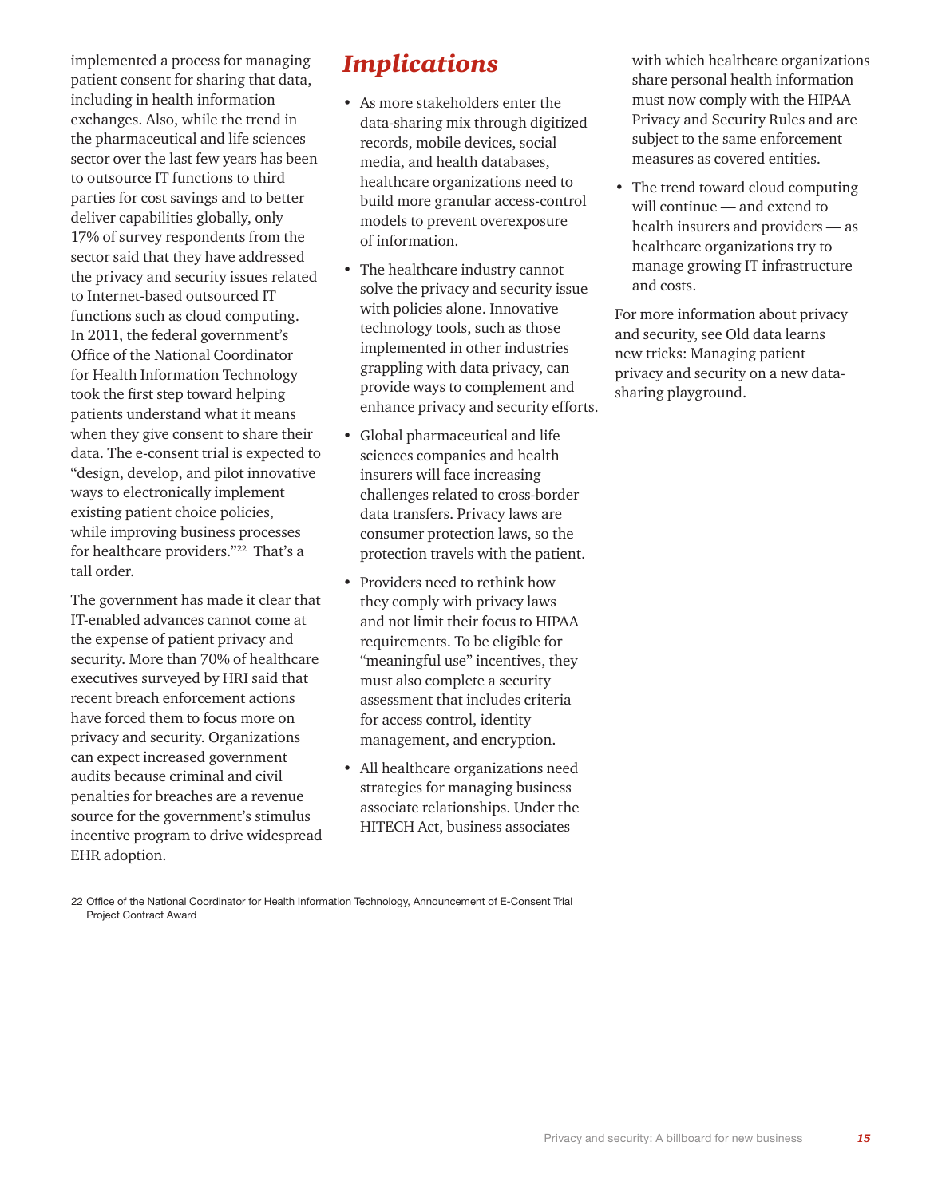implemented a process for managing patient consent for sharing that data, including in health information exchanges. Also, while the trend in the pharmaceutical and life sciences sector over the last few years has been to outsource IT functions to third parties for cost savings and to better deliver capabilities globally, only 17% of survey respondents from the sector said that they have addressed the privacy and security issues related to Internet-based outsourced IT functions such as cloud computing. In 2011, the federal government's Office of the National Coordinator for Health Information Technology took the first step toward helping patients understand what it means when they give consent to share their data. The e-consent trial is expected to "design, develop, and pilot innovative ways to electronically implement existing patient choice policies, while improving business processes for healthcare providers."[22] That's a tall order.

The government has made it clear that IT-enabled advances cannot come at the expense of patient privacy and security. More than 70% of healthcare executives surveyed by HRI said that recent breach enforcement actions have forced them to focus more on privacy and security. Organizations can expect increased government audits because criminal and civil penalties for breaches are a revenue source for the government's stimulus incentive program to drive widespread EHR adoption.

## *Implications*

- As more stakeholders enter the data-sharing mix through digitized records, mobile devices, social media, and health databases, healthcare organizations need to build more granular access-control models to prevent overexposure of information.
- The healthcare industry cannot solve the privacy and security issue with policies alone. Innovative technology tools, such as those implemented in other industries grappling with data privacy, can provide ways to complement and enhance privacy and security efforts.
- Global pharmaceutical and life sciences companies and health insurers will face increasing challenges related to cross-border data transfers. Privacy laws are consumer protection laws, so the protection travels with the patient.
- Providers need to rethink how they comply with privacy laws and not limit their focus to HIPAA requirements. To be eligible for "meaningful use" incentives, they must also complete a security assessment that includes criteria for access control, identity management, and encryption.
- All healthcare organizations need strategies for managing business associate relationships. Under the HITECH Act, business associates with which healthcare organizations share personal health information must now comply with the HIPAA Privacy and Security Rules and are subject to the same enforcement measures as covered entities.
- The trend toward cloud computing will continue — and extend to health insurers and providers — as healthcare organizations try to manage growing IT infrastructure and costs.

For more information about privacy and security, see Old data learns new tricks: Managing patient privacy and security on a new data-sharing playground.

22 Office of the National Coordinator for Health Information Technology, Announcement of E-Consent Trial Project Contract Award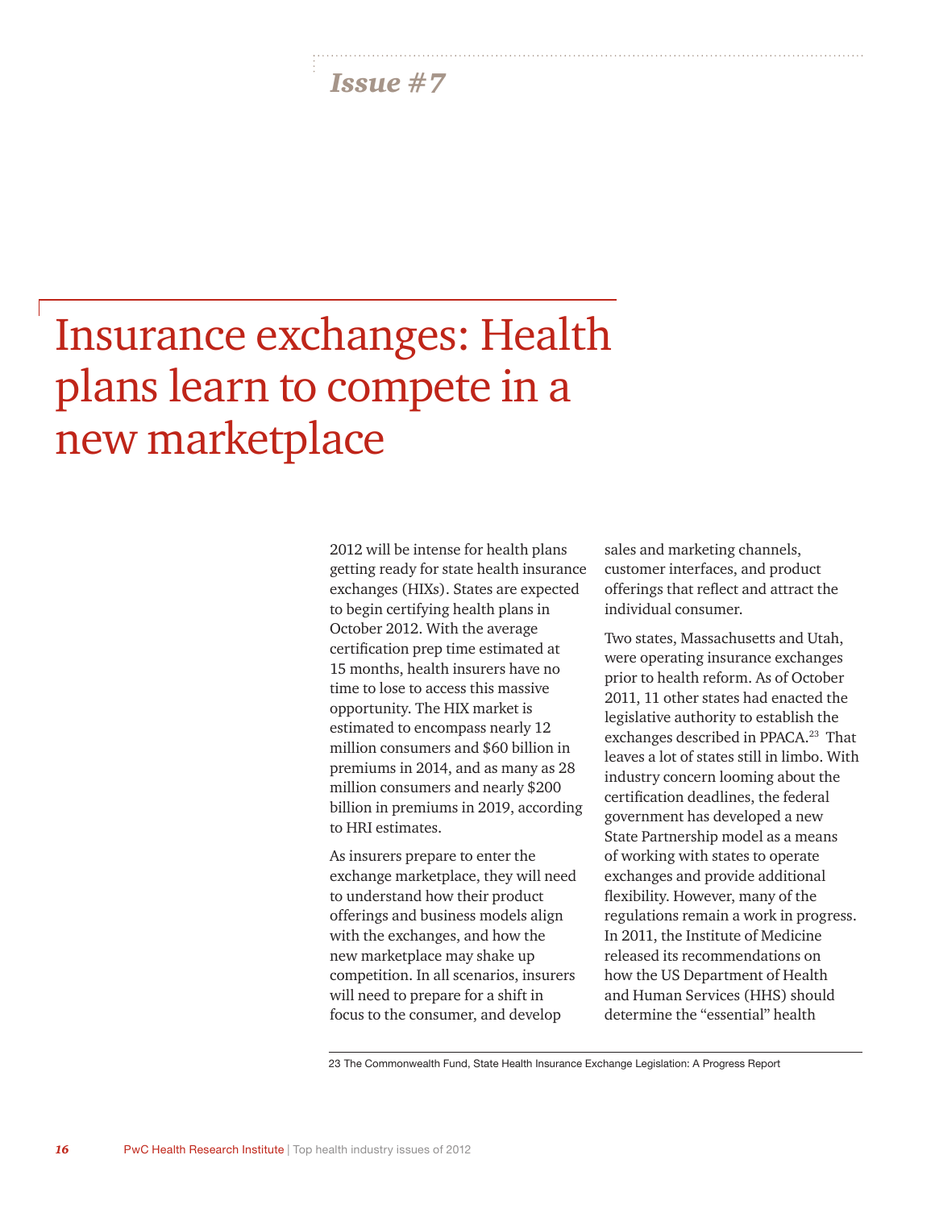*Issue #7*

# Insurance exchanges: Health plans learn to compete in a new marketplace

2012 will be intense for health plans getting ready for state health insurance exchanges (HIXs). States are expected to begin certifying health plans in October 2012. With the average certification prep time estimated at 15 months, health insurers have no time to lose to access this massive opportunity. The HIX market is estimated to encompass nearly 12 million consumers and $60 billion in premiums in 2014, and as many as 28 million consumers and nearly $200 billion in premiums in 2019, according to HRI estimates.

As insurers prepare to enter the exchange marketplace, they will need to understand how their product offerings and business models align with the exchanges, and how the new marketplace may shake up competition. In all scenarios, insurers will need to prepare for a shift in focus to the consumer, and develop sales and marketing channels, customer interfaces, and product offerings that reflect and attract the individual consumer.

Two states, Massachusetts and Utah, were operating insurance exchanges prior to health reform. As of October 2011, 11 other states had enacted the legislative authority to establish the exchanges described in PPACA.[23] That leaves a lot of states still in limbo. With industry concern looming about the certification deadlines, the federal government has developed a new State Partnership model as a means of working with states to operate exchanges and provide additional flexibility. However, many of the regulations remain a work in progress. In 2011, the Institute of Medicine released its recommendations on how the US Department of Health and Human Services (HHS) should determine the "essential" health

23 The Commonwealth Fund, State Health Insurance Exchange Legislation: A Progress Report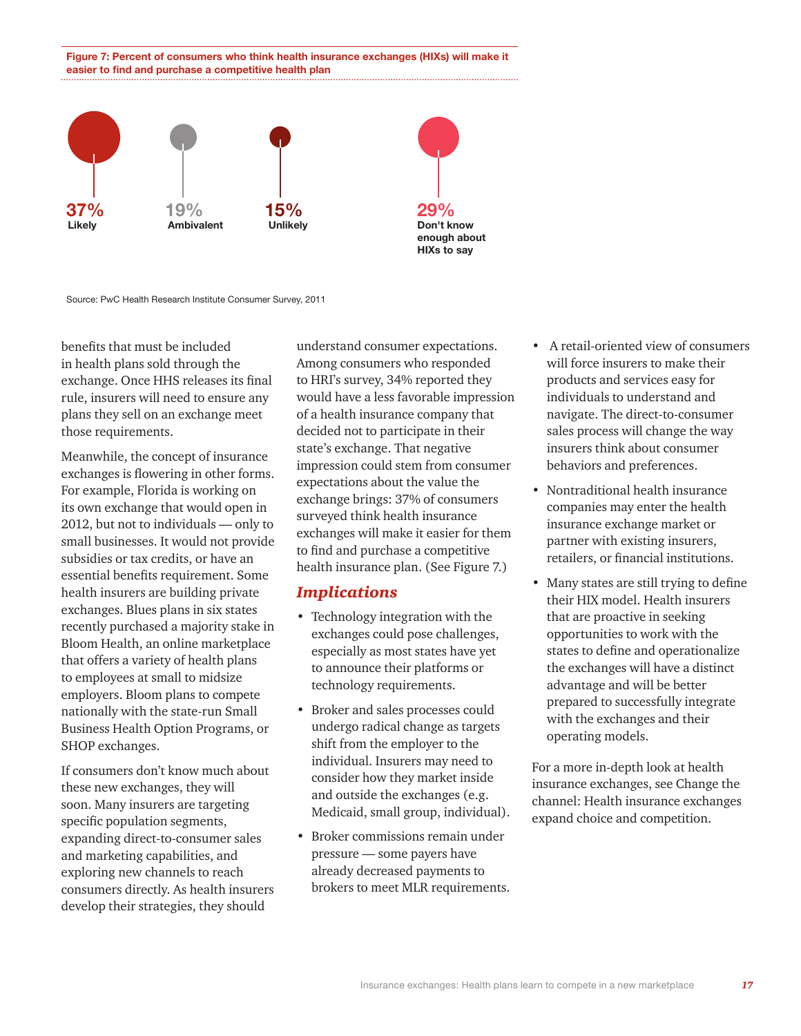**Figure 7: Percent of consumers who think health insurance exchanges (HIXs) will make it easier to find and purchase a competitive health plan**

| Response | Percent |
| --- | --- |
| Likely | 37% |
| Ambivalent | 19% |
| Unlikely | 15% |
| Don't know enough about HIXs to say | 29% |

Source: PwC Health Research Institute Consumer Survey, 2011

benefits that must be included in health plans sold through the exchange. Once HHS releases its final rule, insurers will need to ensure any plans they sell on an exchange meet those requirements.

Meanwhile, the concept of insurance exchanges is flowering in other forms. For example, Florida is working on its own exchange that would open in 2012, but not to individuals — only to small businesses. It would not provide subsidies or tax credits, or have an essential benefits requirement. Some health insurers are building private exchanges. Blues plans in six states recently purchased a majority stake in Bloom Health, an online marketplace that offers a variety of health plans to employees at small to midsize employers. Bloom plans to compete nationally with the state-run Small Business Health Option Programs, or SHOP exchanges.

If consumers don't know much about these new exchanges, they will soon. Many insurers are targeting specific population segments, expanding direct-to-consumer sales and marketing capabilities, and exploring new channels to reach consumers directly. As health insurers develop their strategies, they should understand consumer expectations. Among consumers who responded to HRI's survey, 34% reported they would have a less favorable impression of a health insurance company that decided not to participate in their state's exchange. That negative impression could stem from consumer expectations about the value the exchange brings: 37% of consumers surveyed think health insurance exchanges will make it easier for them to find and purchase a competitive health insurance plan. (See Figure 7.)

## *Implications*

- Technology integration with the exchanges could pose challenges, especially as most states have yet to announce their platforms or technology requirements.
- Broker and sales processes could undergo radical change as targets shift from the employer to the individual. Insurers may need to consider how they market inside and outside the exchanges (e.g. Medicaid, small group, individual).
- Broker commissions remain under pressure — some payers have already decreased payments to brokers to meet MLR requirements.
- A retail-oriented view of consumers will force insurers to make their products and services easy for individuals to understand and navigate. The direct-to-consumer sales process will change the way insurers think about consumer behaviors and preferences.
- Nontraditional health insurance companies may enter the health insurance exchange market or partner with existing insurers, retailers, or financial institutions.
- Many states are still trying to define their HIX model. Health insurers that are proactive in seeking opportunities to work with the states to define and operationalize the exchanges will have a distinct advantage and will be better prepared to successfully integrate with the exchanges and their operating models.

For a more in-depth look at health insurance exchanges, see Change the channel: Health insurance exchanges expand choice and competition.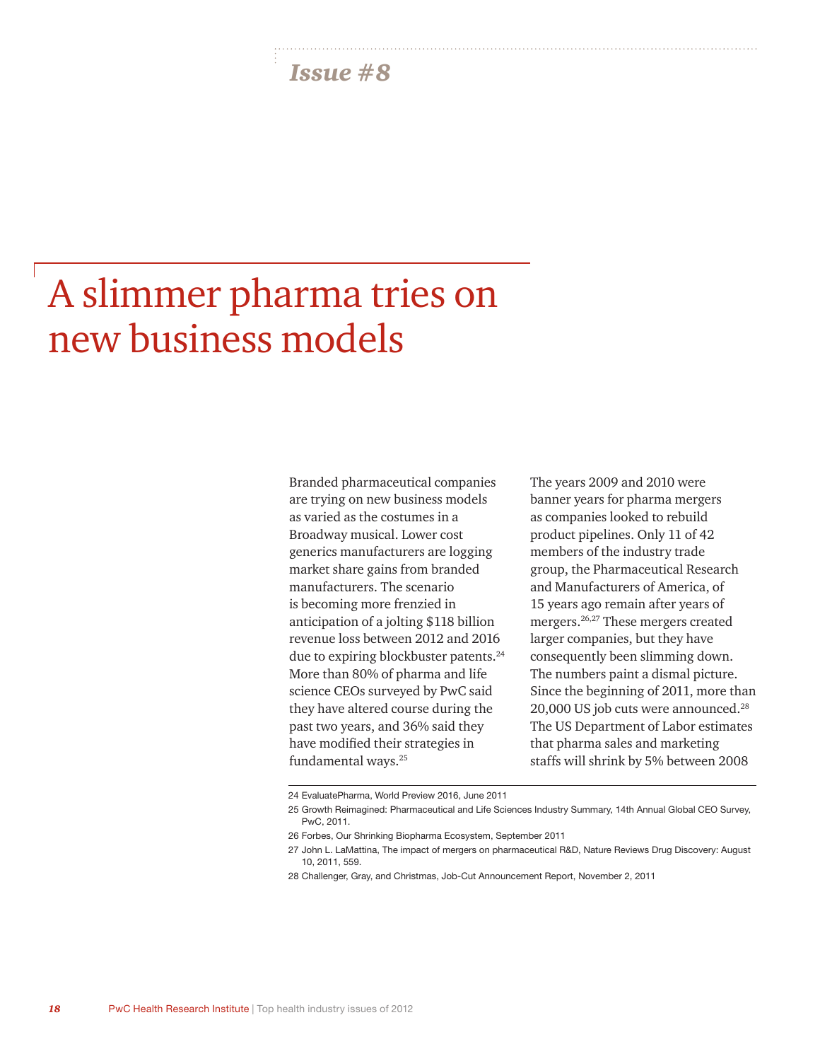*Issue #8*

# A slimmer pharma tries on new business models

Branded pharmaceutical companies are trying on new business models as varied as the costumes in a Broadway musical. Lower cost generics manufacturers are logging market share gains from branded manufacturers. The scenario is becoming more frenzied in anticipation of a jolting $118 billion revenue loss between 2012 and 2016 due to expiring blockbuster patents.[24] More than 80% of pharma and life science CEOs surveyed by PwC said they have altered course during the past two years, and 36% said they have modified their strategies in fundamental ways.[25]

The years 2009 and 2010 were banner years for pharma mergers as companies looked to rebuild product pipelines. Only 11 of 42 members of the industry trade group, the Pharmaceutical Research and Manufacturers of America, of 15 years ago remain after years of mergers.[26,27] These mergers created larger companies, but they have consequently been slimming down. The numbers paint a dismal picture. Since the beginning of 2011, more than 20,000 US job cuts were announced.[28] The US Department of Labor estimates that pharma sales and marketing staffs will shrink by 5% between 2008

24 EvaluatePharma, World Preview 2016, June 2011

25 Growth Reimagined: Pharmaceutical and Life Sciences Industry Summary, 14th Annual Global CEO Survey, PwC, 2011.

26 Forbes, Our Shrinking Biopharma Ecosystem, September 2011

27 John L. LaMattina, The impact of mergers on pharmaceutical R&D, Nature Reviews Drug Discovery: August 10, 2011, 559.

28 Challenger, Gray, and Christmas, Job-Cut Announcement Report, November 2, 2011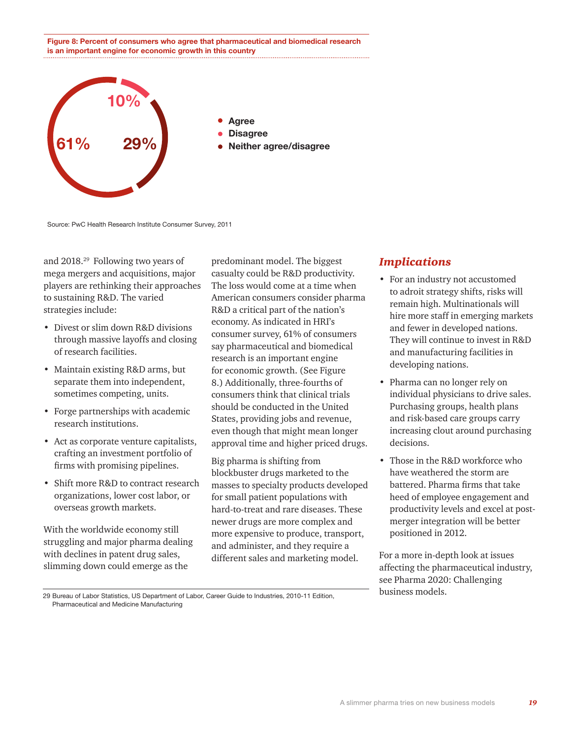**Figure 8: Percent of consumers who agree that pharmaceutical and biomedical research is an important engine for economic growth in this country**

| Response | Percent |
| --- | --- |
| Agree | 61% |
| Disagree | 10% |
| Neither agree/disagree | 29% |

Source: PwC Health Research Institute Consumer Survey, 2011

and 2018.[29] Following two years of mega mergers and acquisitions, major players are rethinking their approaches to sustaining R&D. The varied strategies include:

- Divest or slim down R&D divisions through massive layoffs and closing of research facilities.
- Maintain existing R&D arms, but separate them into independent, sometimes competing, units.
- Forge partnerships with academic research institutions.
- Act as corporate venture capitalists, crafting an investment portfolio of firms with promising pipelines.
- Shift more R&D to contract research organizations, lower cost labor, or overseas growth markets.

With the worldwide economy still struggling and major pharma dealing with declines in patent drug sales, slimming down could emerge as the predominant model. The biggest casualty could be R&D productivity. The loss would come at a time when American consumers consider pharma R&D a critical part of the nation's economy. As indicated in HRI's consumer survey, 61% of consumers say pharmaceutical and biomedical research is an important engine for economic growth. (See Figure 8.) Additionally, three-fourths of consumers think that clinical trials should be conducted in the United States, providing jobs and revenue, even though that might mean longer approval time and higher priced drugs.

Big pharma is shifting from blockbuster drugs marketed to the masses to specialty products developed for small patient populations with hard-to-treat and rare diseases. These newer drugs are more complex and more expensive to produce, transport, and administer, and they require a different sales and marketing model.

29 Bureau of Labor Statistics, US Department of Labor, Career Guide to Industries, 2010-11 Edition, Pharmaceutical and Medicine Manufacturing

## *Implications*

- For an industry not accustomed to adroit strategy shifts, risks will remain high. Multinationals will hire more staff in emerging markets and fewer in developed nations. They will continue to invest in R&D and manufacturing facilities in developing nations.
- Pharma can no longer rely on individual physicians to drive sales. Purchasing groups, health plans and risk-based care groups carry increasing clout around purchasing decisions.
- Those in the R&D workforce who have weathered the storm are battered. Pharma firms that take heed of employee engagement and productivity levels and excel at post-merger integration will be better positioned in 2012.

For a more in-depth look at issues affecting the pharmaceutical industry, see Pharma 2020: Challenging business models.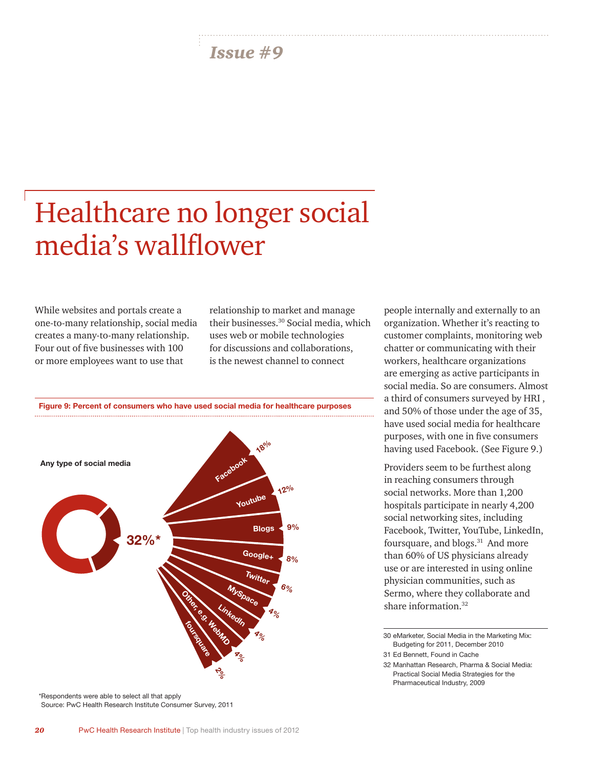*Issue #9*

# Healthcare no longer social media's wallflower

While websites and portals create a one-to-many relationship, social media creates a many-to-many relationship. Four out of five businesses with 100 or more employees want to use that relationship to market and manage their businesses.[30] Social media, which uses web or mobile technologies for discussions and collaborations, is the newest channel to connect people internally and externally to an organization. Whether it's reacting to customer complaints, monitoring web chatter or communicating with their workers, healthcare organizations are emerging as active participants in social media. So are consumers. Almost a third of consumers surveyed by HRI , and 50% of those under the age of 35, have used social media for healthcare purposes, with one in five consumers having used Facebook. (See Figure 9.)

**Figure 9: Percent of consumers who have used social media for healthcare purposes**

Any type of social media: 32%*

| Social media | Percent |
|---|---|
| Facebook | 18% |
| Youtube | 12% |
| Blogs | 9% |
| Google+ | 8% |
| Twitter | 6% |
| MySpace | 4% |
| LinkedIn | 4% |
| Other, e.g. WebMD | 4% |
| foursquare | 2% |

*Respondents were able to select all that apply
Source: PwC Health Research Institute Consumer Survey, 2011

Providers seem to be furthest along in reaching consumers through social networks. More than 1,200 hospitals participate in nearly 4,200 social networking sites, including Facebook, Twitter, YouTube, LinkedIn, foursquare, and blogs.[31] And more than 60% of US physicians already use or are interested in using online physician communities, such as Sermo, where they collaborate and share information.[32]

30 eMarketer, Social Media in the Marketing Mix: Budgeting for 2011, December 2010

31 Ed Bennett, Found in Cache

32 Manhattan Research, Pharma & Social Media: Practical Social Media Strategies for the Pharmaceutical Industry, 2009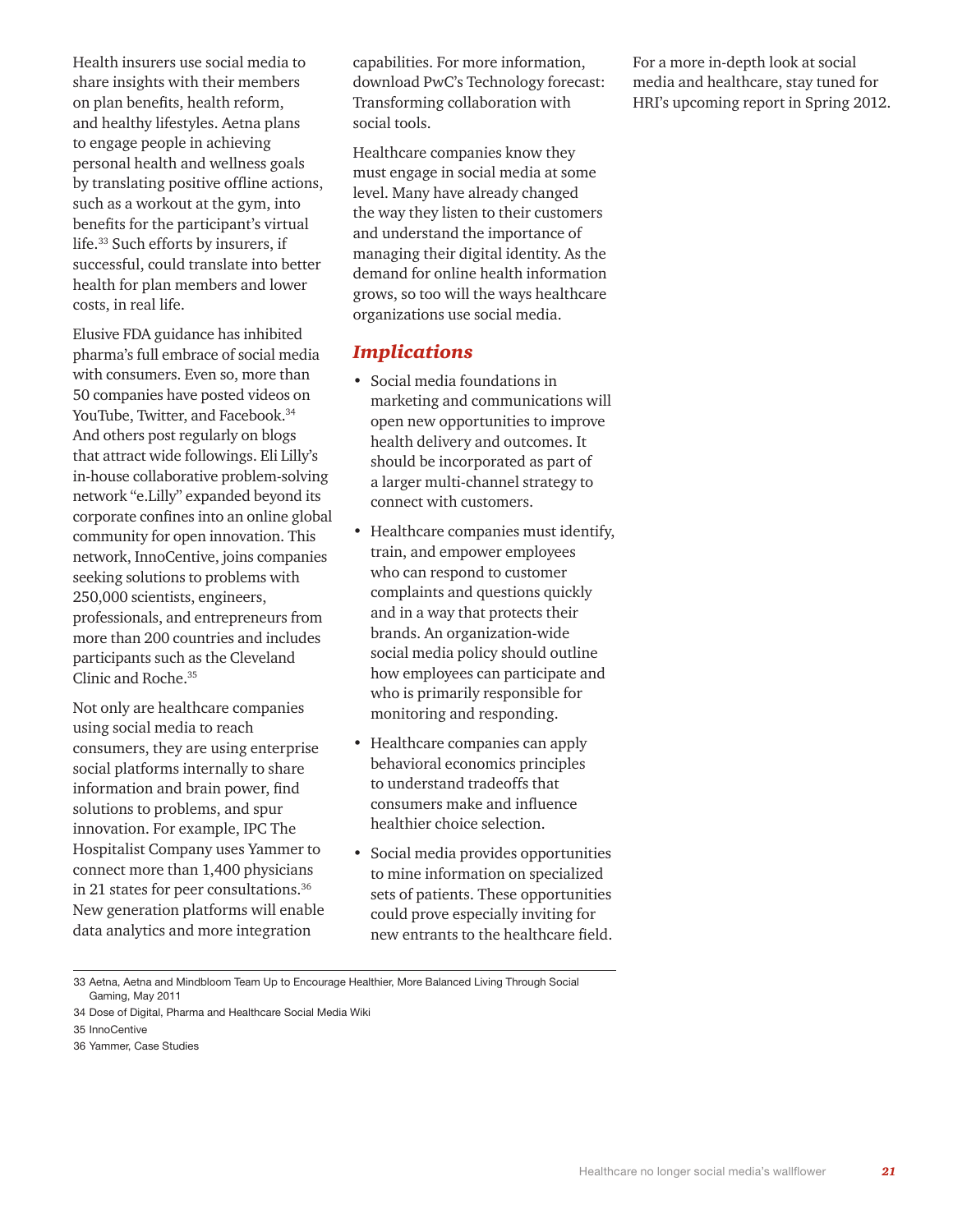Health insurers use social media to share insights with their members on plan benefits, health reform, and healthy lifestyles. Aetna plans to engage people in achieving personal health and wellness goals by translating positive offline actions, such as a workout at the gym, into benefits for the participant's virtual life.[33] Such efforts by insurers, if successful, could translate into better health for plan members and lower costs, in real life.

Elusive FDA guidance has inhibited pharma's full embrace of social media with consumers. Even so, more than 50 companies have posted videos on YouTube, Twitter, and Facebook.[34] And others post regularly on blogs that attract wide followings. Eli Lilly's in-house collaborative problem-solving network "e.Lilly" expanded beyond its corporate confines into an online global community for open innovation. This network, InnoCentive, joins companies seeking solutions to problems with 250,000 scientists, engineers, professionals, and entrepreneurs from more than 200 countries and includes participants such as the Cleveland Clinic and Roche.[35]

Not only are healthcare companies using social media to reach consumers, they are using enterprise social platforms internally to share information and brain power, find solutions to problems, and spur innovation. For example, IPC The Hospitalist Company uses Yammer to connect more than 1,400 physicians in 21 states for peer consultations.[36] New generation platforms will enable data analytics and more integration capabilities. For more information, download PwC's Technology forecast: Transforming collaboration with social tools.

Healthcare companies know they must engage in social media at some level. Many have already changed the way they listen to their customers and understand the importance of managing their digital identity. As the demand for online health information grows, so too will the ways healthcare organizations use social media.

## *Implications*

- Social media foundations in marketing and communications will open new opportunities to improve health delivery and outcomes. It should be incorporated as part of a larger multi-channel strategy to connect with customers.
- Healthcare companies must identify, train, and empower employees who can respond to customer complaints and questions quickly and in a way that protects their brands. An organization-wide social media policy should outline how employees can participate and who is primarily responsible for monitoring and responding.
- Healthcare companies can apply behavioral economics principles to understand tradeoffs that consumers make and influence healthier choice selection.
- Social media provides opportunities to mine information on specialized sets of patients. These opportunities could prove especially inviting for new entrants to the healthcare field.

For a more in-depth look at social media and healthcare, stay tuned for HRI's upcoming report in Spring 2012.

---

33 Aetna, Aetna and Mindbloom Team Up to Encourage Healthier, More Balanced Living Through Social Gaming, May 2011

34 Dose of Digital, Pharma and Healthcare Social Media Wiki

35 InnoCentive

36 Yammer, Case Studies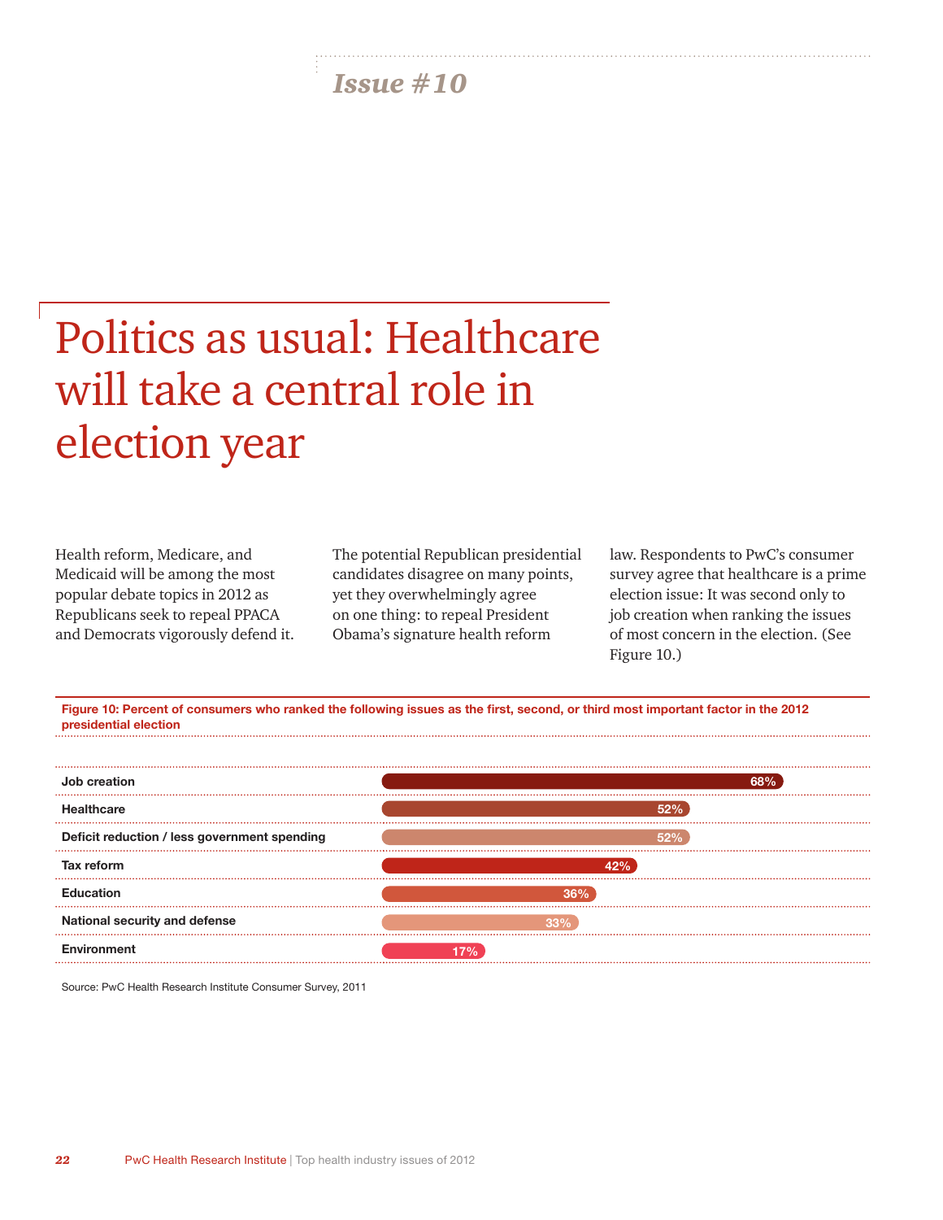*Issue #10*

# Politics as usual: Healthcare will take a central role in election year

Health reform, Medicare, and Medicaid will be among the most popular debate topics in 2012 as Republicans seek to repeal PPACA and Democrats vigorously defend it.

The potential Republican presidential candidates disagree on many points, yet they overwhelmingly agree on one thing: to repeal President Obama's signature health reform law. Respondents to PwC's consumer survey agree that healthcare is a prime election issue: It was second only to job creation when ranking the issues of most concern in the election. (See Figure 10.)

**Figure 10: Percent of consumers who ranked the following issues as the first, second, or third most important factor in the 2012 presidential election**

| Issue | Percent |
|---|---|
| Job creation | 68% |
| Healthcare | 52% |
| Deficit reduction / less government spending | 52% |
| Tax reform | 42% |
| Education | 36% |
| National security and defense | 33% |
| Environment | 17% |

Source: PwC Health Research Institute Consumer Survey, 2011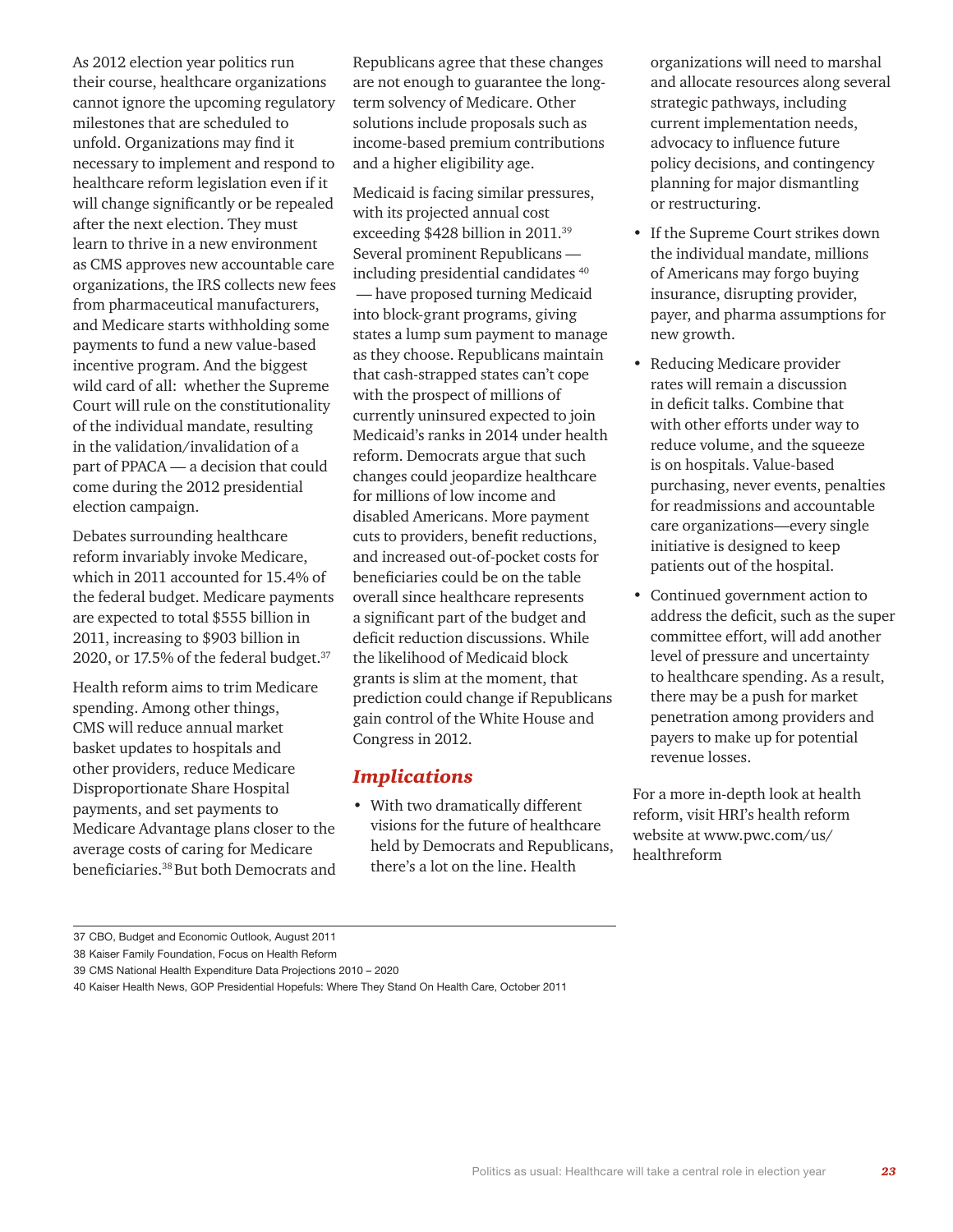As 2012 election year politics run their course, healthcare organizations cannot ignore the upcoming regulatory milestones that are scheduled to unfold. Organizations may find it necessary to implement and respond to healthcare reform legislation even if it will change significantly or be repealed after the next election. They must learn to thrive in a new environment as CMS approves new accountable care organizations, the IRS collects new fees from pharmaceutical manufacturers, and Medicare starts withholding some payments to fund a new value-based incentive program. And the biggest wild card of all: whether the Supreme Court will rule on the constitutionality of the individual mandate, resulting in the validation/invalidation of a part of PPACA — a decision that could come during the 2012 presidential election campaign.

Debates surrounding healthcare reform invariably invoke Medicare, which in 2011 accounted for 15.4% of the federal budget. Medicare payments are expected to total $555 billion in 2011, increasing to $903 billion in 2020, or 17.5% of the federal budget.[37]

Health reform aims to trim Medicare spending. Among other things, CMS will reduce annual market basket updates to hospitals and other providers, reduce Medicare Disproportionate Share Hospital payments, and set payments to Medicare Advantage plans closer to the average costs of caring for Medicare beneficiaries.[38] But both Democrats and Republicans agree that these changes are not enough to guarantee the long-term solvency of Medicare. Other solutions include proposals such as income-based premium contributions and a higher eligibility age.

Medicaid is facing similar pressures, with its projected annual cost exceeding $428 billion in 2011.[39] Several prominent Republicans — including presidential candidates [40] — have proposed turning Medicaid into block-grant programs, giving states a lump sum payment to manage as they choose. Republicans maintain that cash-strapped states can't cope with the prospect of millions of currently uninsured expected to join Medicaid's ranks in 2014 under health reform. Democrats argue that such changes could jeopardize healthcare for millions of low income and disabled Americans. More payment cuts to providers, benefit reductions, and increased out-of-pocket costs for beneficiaries could be on the table overall since healthcare represents a significant part of the budget and deficit reduction discussions. While the likelihood of Medicaid block grants is slim at the moment, that prediction could change if Republicans gain control of the White House and Congress in 2012.

## *Implications*

- With two dramatically different visions for the future of healthcare held by Democrats and Republicans, there's a lot on the line. Health organizations will need to marshal and allocate resources along several strategic pathways, including current implementation needs, advocacy to influence future policy decisions, and contingency planning for major dismantling or restructuring.
- If the Supreme Court strikes down the individual mandate, millions of Americans may forgo buying insurance, disrupting provider, payer, and pharma assumptions for new growth.
- Reducing Medicare provider rates will remain a discussion in deficit talks. Combine that with other efforts under way to reduce volume, and the squeeze is on hospitals. Value-based purchasing, never events, penalties for readmissions and accountable care organizations—every single initiative is designed to keep patients out of the hospital.
- Continued government action to address the deficit, such as the super committee effort, will add another level of pressure and uncertainty to healthcare spending. As a result, there may be a push for market penetration among providers and payers to make up for potential revenue losses.

For a more in-depth look at health reform, visit HRI's health reform website at www.pwc.com/us/healthreform

37 CBO, Budget and Economic Outlook, August 2011

38 Kaiser Family Foundation, Focus on Health Reform

39 CMS National Health Expenditure Data Projections 2010 – 2020

40 Kaiser Health News, GOP Presidential Hopefuls: Where They Stand On Health Care, October 2011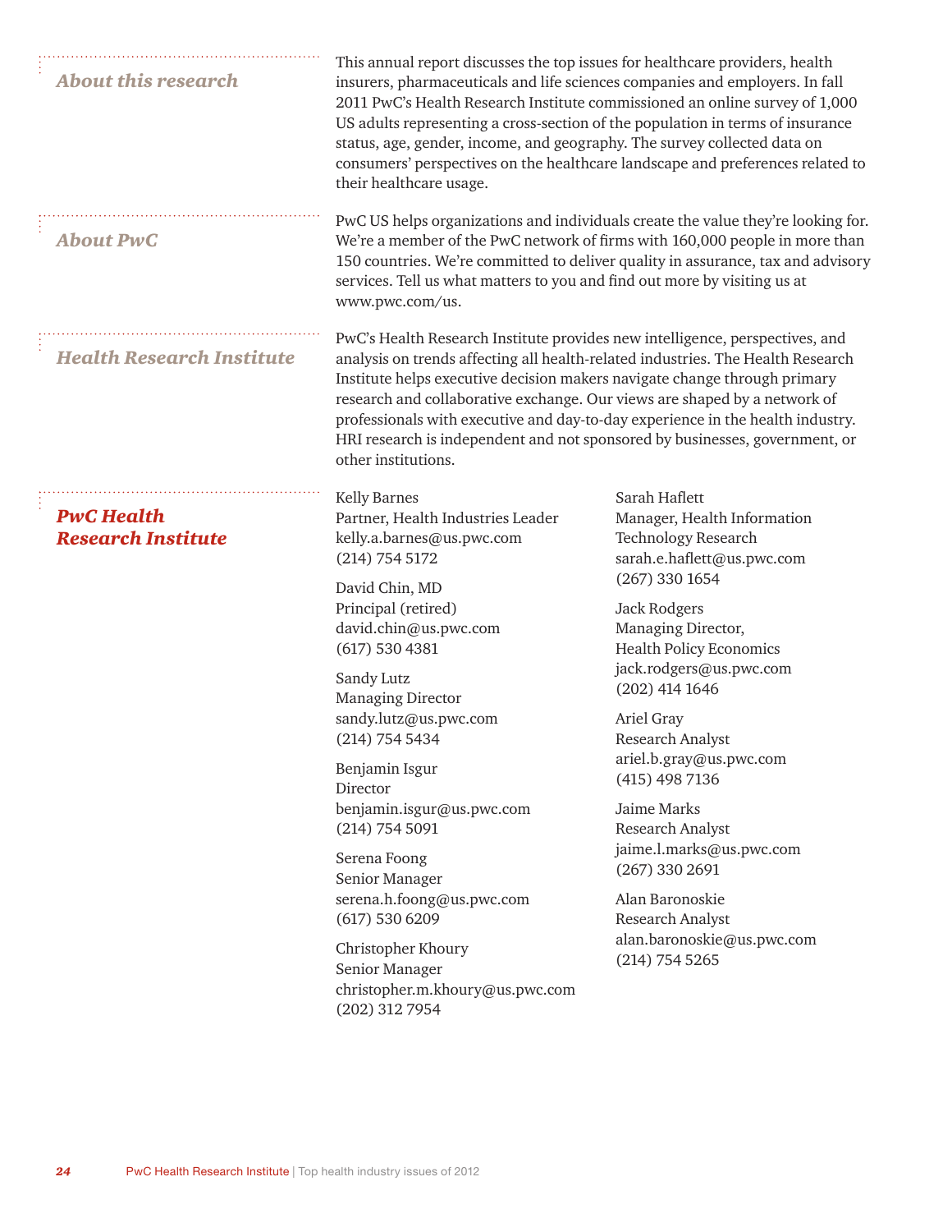## About this research

This annual report discusses the top issues for healthcare providers, health insurers, pharmaceuticals and life sciences companies and employers. In fall 2011 PwC's Health Research Institute commissioned an online survey of 1,000 US adults representing a cross-section of the population in terms of insurance status, age, gender, income, and geography. The survey collected data on consumers' perspectives on the healthcare landscape and preferences related to their healthcare usage.

## About PwC

PwC US helps organizations and individuals create the value they're looking for. We're a member of the PwC network of firms with 160,000 people in more than 150 countries. We're committed to deliver quality in assurance, tax and advisory services. Tell us what matters to you and find out more by visiting us at www.pwc.com/us.

## Health Research Institute

PwC's Health Research Institute provides new intelligence, perspectives, and analysis on trends affecting all health-related industries. The Health Research Institute helps executive decision makers navigate change through primary research and collaborative exchange. Our views are shaped by a network of professionals with executive and day-to-day experience in the health industry. HRI research is independent and not sponsored by businesses, government, or other institutions.

## PwC Health Research Institute

Kelly Barnes
Partner, Health Industries Leader
kelly.a.barnes@us.pwc.com
(214) 754 5172

David Chin, MD
Principal (retired)
david.chin@us.pwc.com
(617) 530 4381

Sandy Lutz
Managing Director
sandy.lutz@us.pwc.com
(214) 754 5434

Benjamin Isgur
Director
benjamin.isgur@us.pwc.com
(214) 754 5091

Serena Foong
Senior Manager
serena.h.foong@us.pwc.com
(617) 530 6209

Christopher Khoury
Senior Manager
christopher.m.khoury@us.pwc.com
(202) 312 7954

Sarah Haflett
Manager, Health Information Technology Research
sarah.e.haflett@us.pwc.com
(267) 330 1654

Jack Rodgers
Managing Director,
Health Policy Economics
jack.rodgers@us.pwc.com
(202) 414 1646

Ariel Gray
Research Analyst
ariel.b.gray@us.pwc.com
(415) 498 7136

Jaime Marks
Research Analyst
jaime.l.marks@us.pwc.com
(267) 330 2691

Alan Baronoskie
Research Analyst
alan.baronoskie@us.pwc.com
(214) 754 5265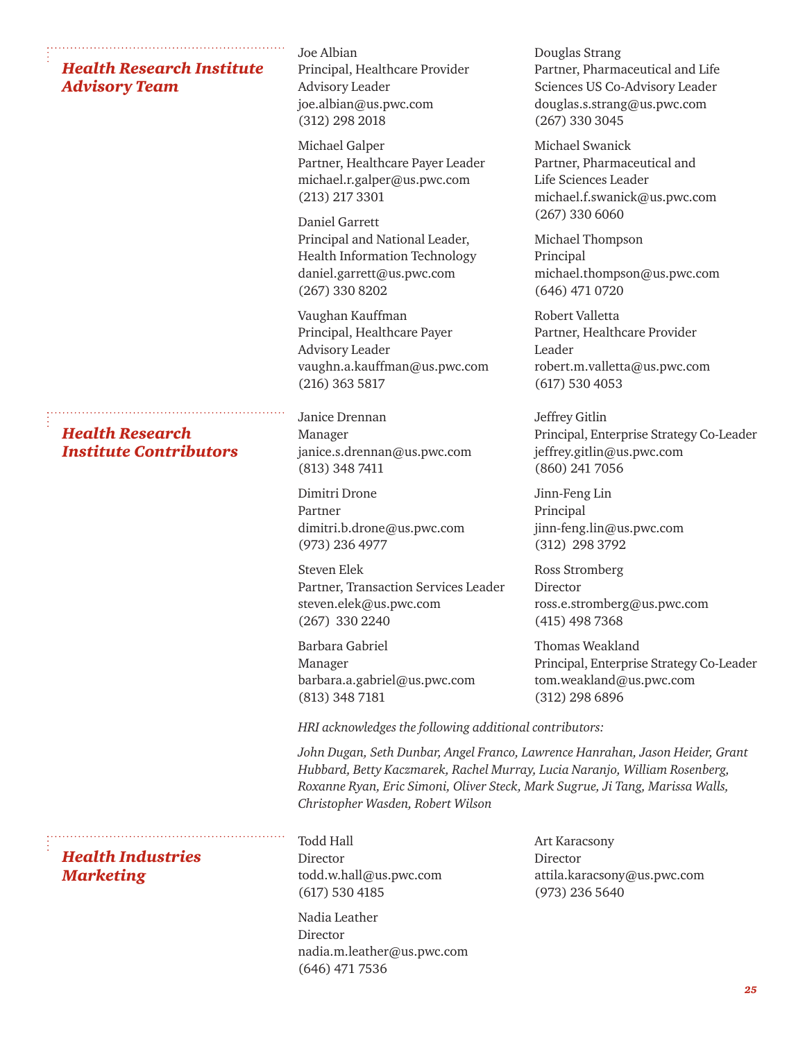## *Health Research Institute Advisory Team*

Joe Albian
Principal, Healthcare Provider Advisory Leader
joe.albian@us.pwc.com
(312) 298 2018

Michael Galper
Partner, Healthcare Payer Leader
michael.r.galper@us.pwc.com
(213) 217 3301

Daniel Garrett
Principal and National Leader, Health Information Technology
daniel.garrett@us.pwc.com
(267) 330 8202

Vaughan Kauffman
Principal, Healthcare Payer Advisory Leader
vaughn.a.kauffman@us.pwc.com
(216) 363 5817

Douglas Strang
Partner, Pharmaceutical and Life Sciences US Co-Advisory Leader
douglas.s.strang@us.pwc.com
(267) 330 3045

Michael Swanick
Partner, Pharmaceutical and Life Sciences Leader
michael.f.swanick@us.pwc.com
(267) 330 6060

Michael Thompson
Principal
michael.thompson@us.pwc.com
(646) 471 0720

Robert Valletta
Partner, Healthcare Provider Leader
robert.m.valletta@us.pwc.com
(617) 530 4053

## *Health Research Institute Contributors*

Janice Drennan
Manager
janice.s.drennan@us.pwc.com
(813) 348 7411

Dimitri Drone
Partner
dimitri.b.drone@us.pwc.com
(973) 236 4977

Steven Elek
Partner, Transaction Services Leader
steven.elek@us.pwc.com
(267) 330 2240

Barbara Gabriel
Manager
barbara.a.gabriel@us.pwc.com
(813) 348 7181

Jeffrey Gitlin
Principal, Enterprise Strategy Co-Leader
jeffrey.gitlin@us.pwc.com
(860) 241 7056

Jinn-Feng Lin
Principal
jinn-feng.lin@us.pwc.com
(312) 298 3792

Ross Stromberg
Director
ross.e.stromberg@us.pwc.com
(415) 498 7368

Thomas Weakland
Principal, Enterprise Strategy Co-Leader
tom.weakland@us.pwc.com
(312) 298 6896

*HRI acknowledges the following additional contributors:*

*John Dugan, Seth Dunbar, Angel Franco, Lawrence Hanrahan, Jason Heider, Grant Hubbard, Betty Kaczmarek, Rachel Murray, Lucia Naranjo, William Rosenberg, Roxanne Ryan, Eric Simoni, Oliver Steck, Mark Sugrue, Ji Tang, Marissa Walls, Christopher Wasden, Robert Wilson*

## *Health Industries Marketing*

Todd Hall
Director
todd.w.hall@us.pwc.com
(617) 530 4185

Nadia Leather
Director
nadia.m.leather@us.pwc.com
(646) 471 7536

Art Karacsony
Director
attila.karacsony@us.pwc.com
(973) 236 5640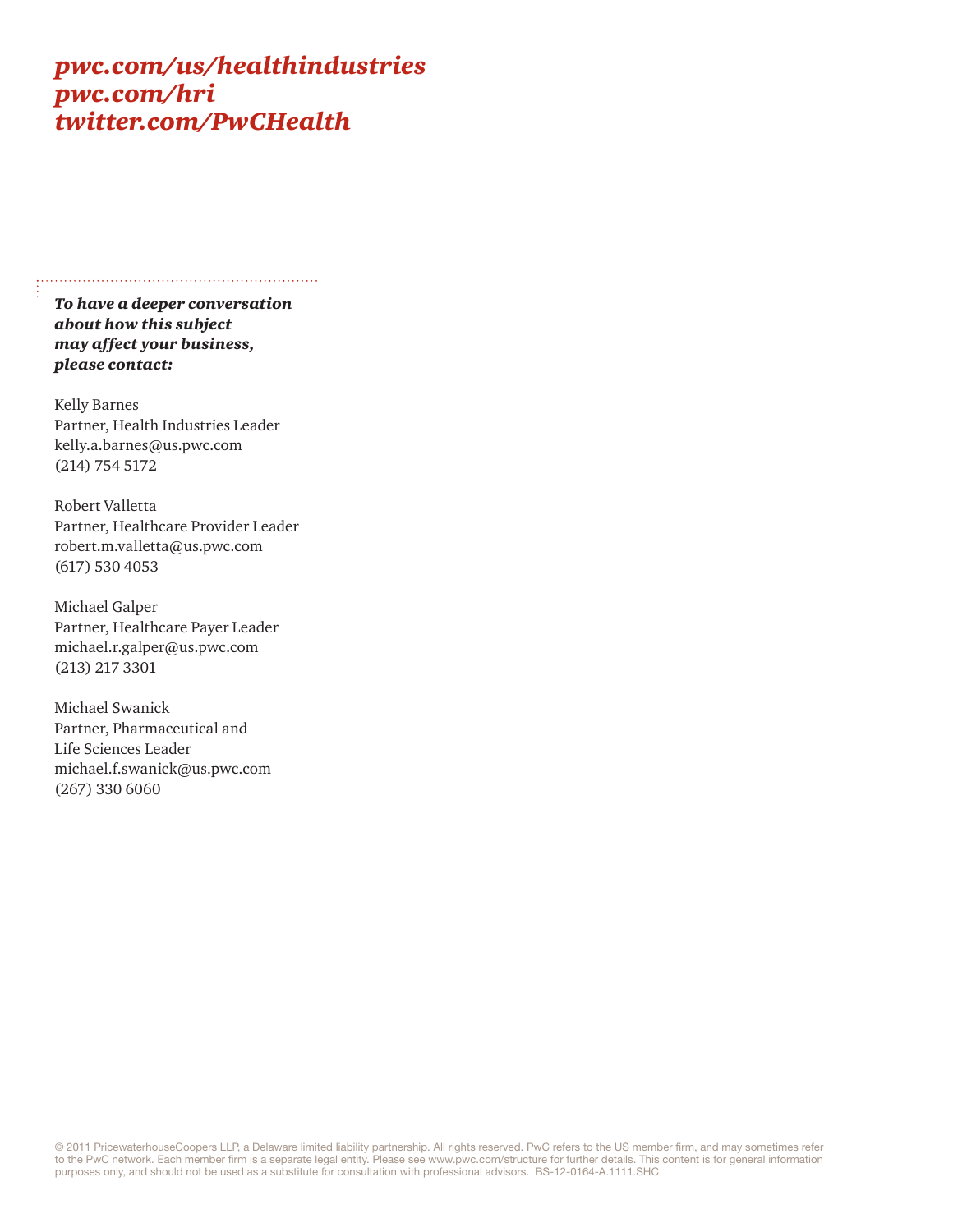***pwc.com/us/healthindustries***
***pwc.com/hri***
***twitter.com/PwCHealth***

***To have a deeper conversation about how this subject may affect your business, please contact:***

Kelly Barnes
Partner, Health Industries Leader
kelly.a.barnes@us.pwc.com
(214) 754 5172

Robert Valletta
Partner, Healthcare Provider Leader
robert.m.valletta@us.pwc.com
(617) 530 4053

Michael Galper
Partner, Healthcare Payer Leader
michael.r.galper@us.pwc.com
(213) 217 3301

Michael Swanick
Partner, Pharmaceutical and
Life Sciences Leader
michael.f.swanick@us.pwc.com
(267) 330 6060

© 2011 PricewaterhouseCoopers LLP, a Delaware limited liability partnership. All rights reserved. PwC refers to the US member firm, and may sometimes refer to the PwC network. Each member firm is a separate legal entity. Please see www.pwc.com/structure for further details. This content is for general information purposes only, and should not be used as a substitute for consultation with professional advisors. BS-12-0164-A.1111.SHC